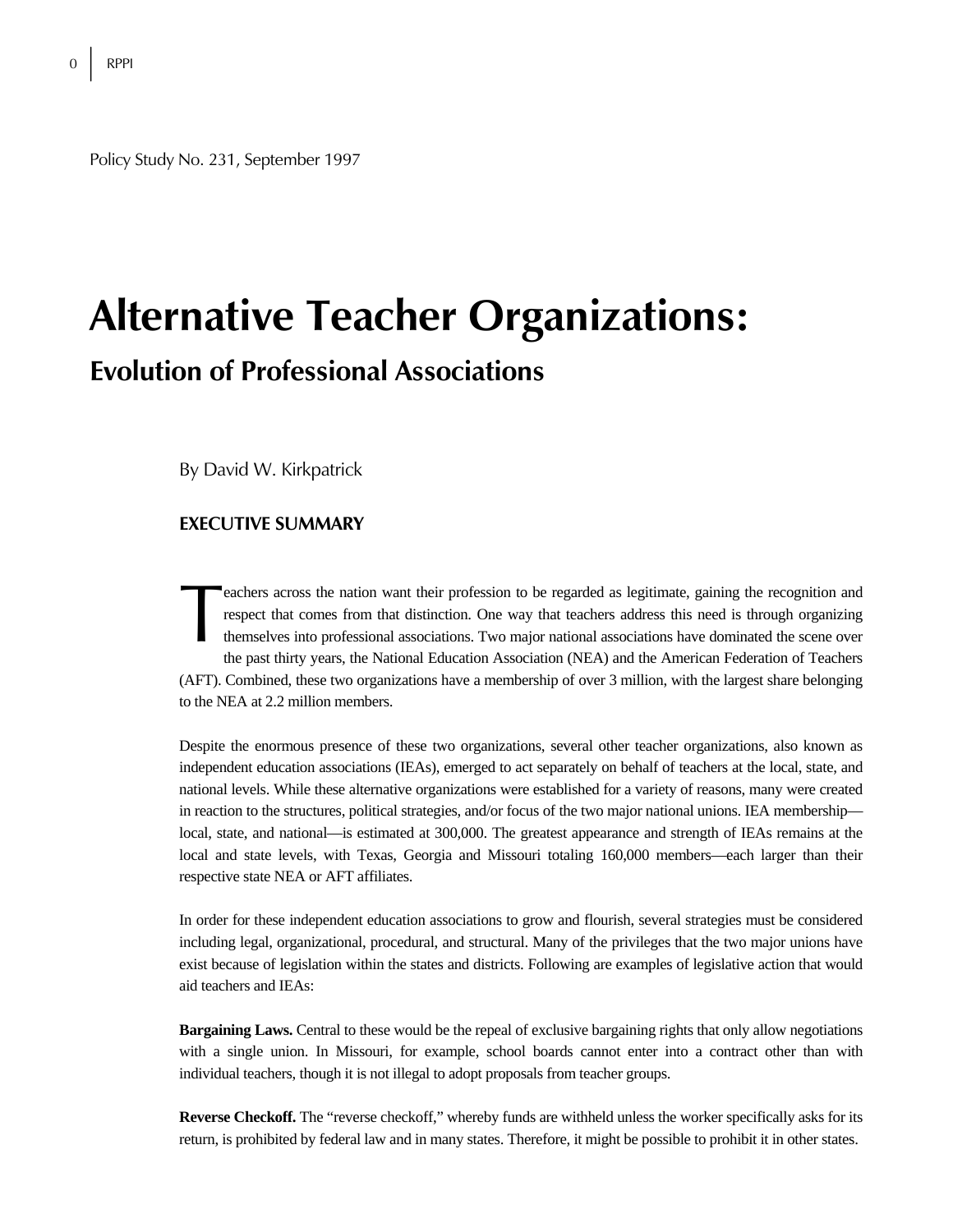Policy Study No. 231, September 1997

# Alternative Teacher Organizations:

## Evolution of Professional Associations

By David W. Kirkpatrick

### EXECUTIVE SUMMARY

Teachers across the nation want their profession to be regarded as legitimate, gaining the recognition and respect that comes from that distinction. One way that teachers address this need is through organizing themselves into professional associations. Two major national associations have dominated the scene over the past thirty years, the National Education Association (NEA) and the American Federation of Teachers (AFT). Combined, these two organizations have a membership of over 3 million, with the largest share belonging to the NEA at 2.2 million members.

Despite the enormous presence of these two organizations, several other teacher organizations, also known as independent education associations (IEAs), emerged to act separately on behalf of teachers at the local, state, and national levels. While these alternative organizations were established for a variety of reasons, many were created in reaction to the structures, political strategies, and/or focus of the two major national unions. IEA membership—local, state, and national—is estimated at 300,000. The greatest appearance and strength of IEAs remains at the local and state levels, with Texas, Georgia and Missouri totaling 160,000 members—each larger than their respective state NEA or AFT affiliates.

In order for these independent education associations to grow and flourish, several strategies must be considered including legal, organizational, procedural, and structural. Many of the privileges that the two major unions have exist because of legislation within the states and districts. Following are examples of legislative action that would aid teachers and IEAs:

**Bargaining Laws.** Central to these would be the repeal of exclusive bargaining rights that only allow negotiations with a single union. In Missouri, for example, school boards cannot enter into a contract other than with individual teachers, though it is not illegal to adopt proposals from teacher groups.

**Reverse Checkoff.** The "reverse checkoff," whereby funds are withheld unless the worker specifically asks for its return, is prohibited by federal law and in many states. Therefore, it might be possible to prohibit it in other states.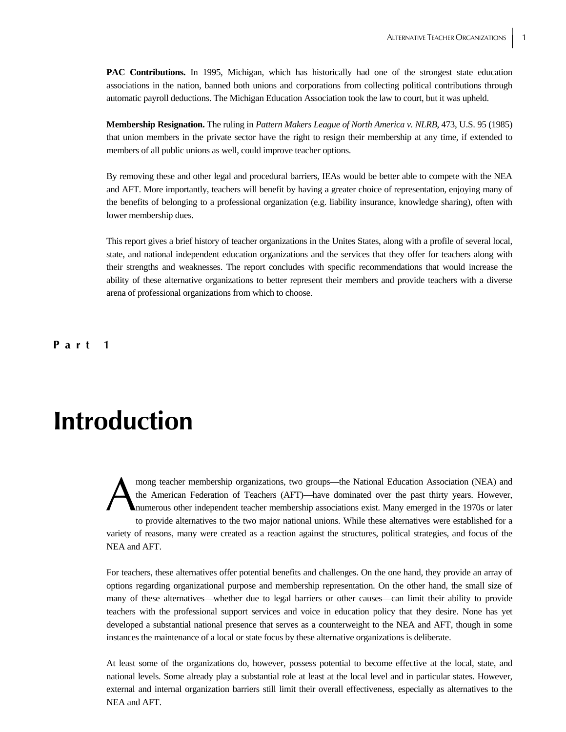**PAC Contributions.** In 1995, Michigan, which has historically had one of the strongest state education associations in the nation, banned both unions and corporations from collecting political contributions through automatic payroll deductions. The Michigan Education Association took the law to court, but it was upheld.

**Membership Resignation.** The ruling in *Pattern Makers League of North America v. NLRB*, 473, U.S. 95 (1985) that union members in the private sector have the right to resign their membership at any time, if extended to members of all public unions as well, could improve teacher options.

By removing these and other legal and procedural barriers, IEAs would be better able to compete with the NEA and AFT. More importantly, teachers will benefit by having a greater choice of representation, enjoying many of the benefits of belonging to a professional organization (e.g. liability insurance, knowledge sharing), often with lower membership dues.

This report gives a brief history of teacher organizations in the Unites States, along with a profile of several local, state, and national independent education organizations and the services that they offer for teachers along with their strengths and weaknesses. The report concludes with specific recommendations that would increase the ability of these alternative organizations to better represent their members and provide teachers with a diverse arena of professional organizations from which to choose.

Part 1

# Introduction

Among teacher membership organizations, two groups—the National Education Association (NEA) and the American Federation of Teachers (AFT)—have dominated over the past thirty years. However, numerous other independent teacher membership associations exist. Many emerged in the 1970s or later to provide alternatives to the two major national unions. While these alternatives were established for a variety of reasons, many were created as a reaction against the structures, political strategies, and focus of the NEA and AFT.

For teachers, these alternatives offer potential benefits and challenges. On the one hand, they provide an array of options regarding organizational purpose and membership representation. On the other hand, the small size of many of these alternatives—whether due to legal barriers or other causes—can limit their ability to provide teachers with the professional support services and voice in education policy that they desire. None has yet developed a substantial national presence that serves as a counterweight to the NEA and AFT, though in some instances the maintenance of a local or state focus by these alternative organizations is deliberate.

At least some of the organizations do, however, possess potential to become effective at the local, state, and national levels. Some already play a substantial role at least at the local level and in particular states. However, external and internal organization barriers still limit their overall effectiveness, especially as alternatives to the NEA and AFT.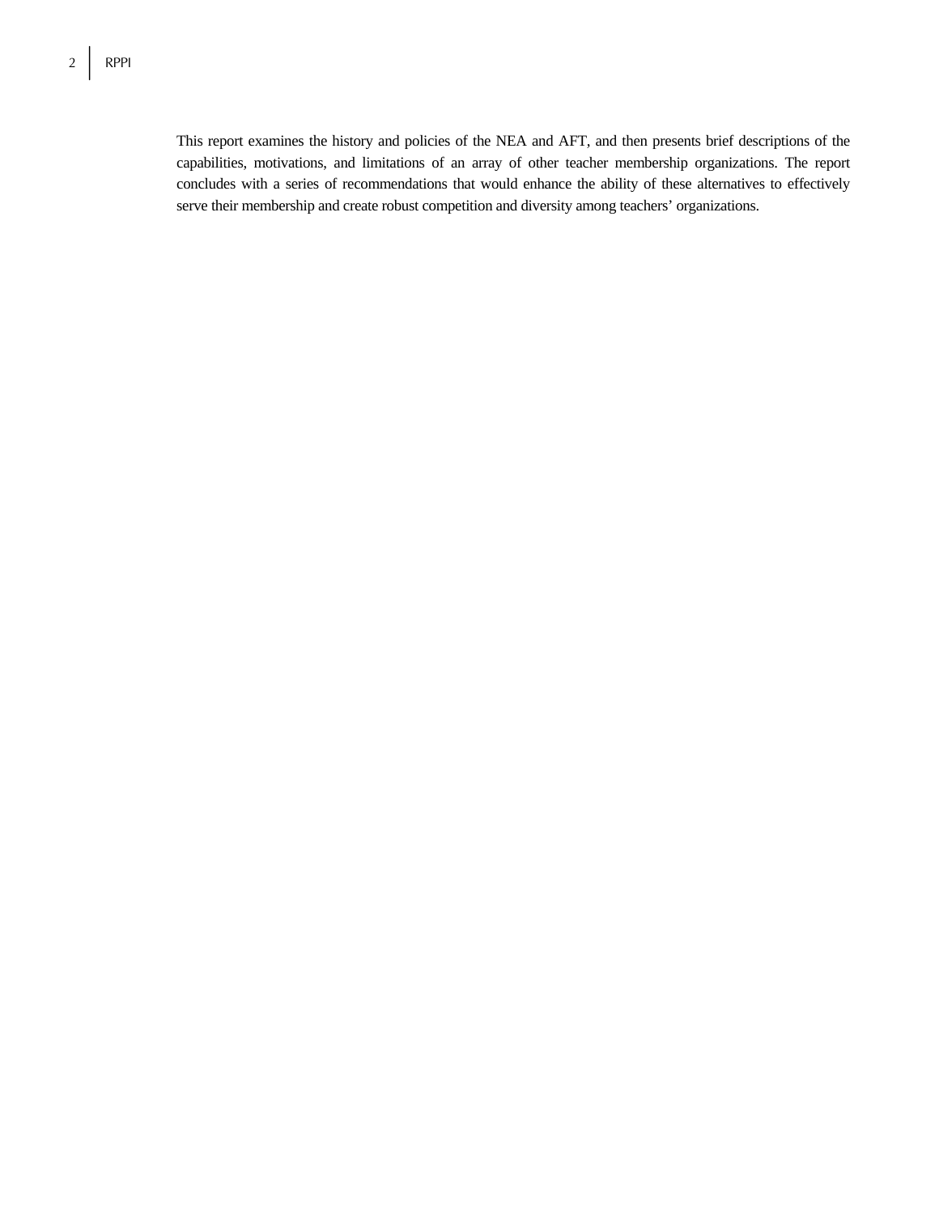This report examines the history and policies of the NEA and AFT, and then presents brief descriptions of the capabilities, motivations, and limitations of an array of other teacher membership organizations. The report concludes with a series of recommendations that would enhance the ability of these alternatives to effectively serve their membership and create robust competition and diversity among teachers' organizations.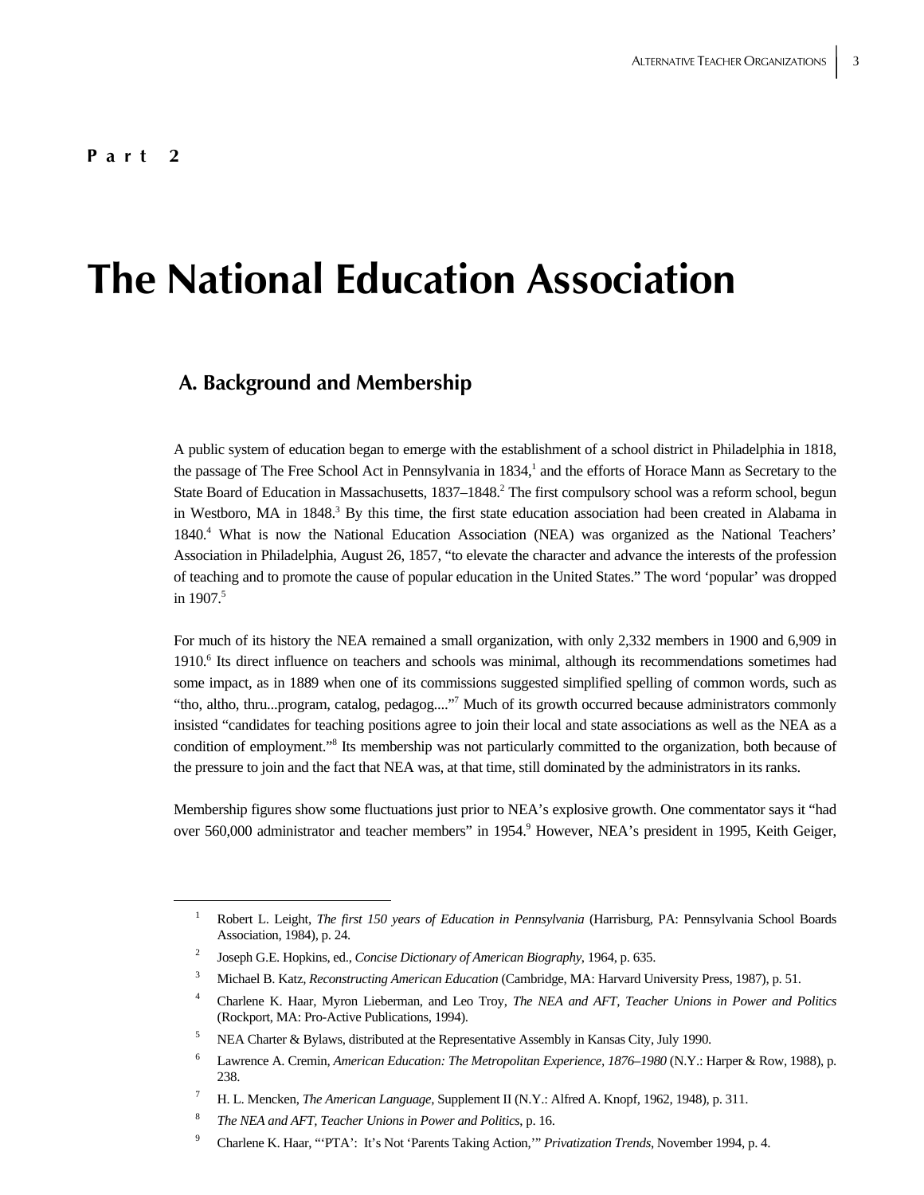**Part 2**

# The National Education Association

## A. Background and Membership

A public system of education began to emerge with the establishment of a school district in Philadelphia in 1818, the passage of The Free School Act in Pennsylvania in 1834,[1] and the efforts of Horace Mann as Secretary to the State Board of Education in Massachusetts, 1837–1848.[2] The first compulsory school was a reform school, begun in Westboro, MA in 1848.[3] By this time, the first state education association had been created in Alabama in 1840.[4] What is now the National Education Association (NEA) was organized as the National Teachers' Association in Philadelphia, August 26, 1857, "to elevate the character and advance the interests of the profession of teaching and to promote the cause of popular education in the United States." The word 'popular' was dropped in 1907.[5]

For much of its history the NEA remained a small organization, with only 2,332 members in 1900 and 6,909 in 1910.[6] Its direct influence on teachers and schools was minimal, although its recommendations sometimes had some impact, as in 1889 when one of its commissions suggested simplified spelling of common words, such as "tho, altho, thru...program, catalog, pedagog...."[7] Much of its growth occurred because administrators commonly insisted "candidates for teaching positions agree to join their local and state associations as well as the NEA as a condition of employment."[8] Its membership was not particularly committed to the organization, both because of the pressure to join and the fact that NEA was, at that time, still dominated by the administrators in its ranks.

Membership figures show some fluctuations just prior to NEA's explosive growth. One commentator says it "had over 560,000 administrator and teacher members" in 1954.[9] However, NEA's president in 1995, Keith Geiger,

---

1. Robert L. Leight, *The first 150 years of Education in Pennsylvania* (Harrisburg, PA: Pennsylvania School Boards Association, 1984), p. 24.
2. Joseph G.E. Hopkins, ed., *Concise Dictionary of American Biography*, 1964, p. 635.
3. Michael B. Katz, *Reconstructing American Education* (Cambridge, MA: Harvard University Press, 1987), p. 51.
4. Charlene K. Haar, Myron Lieberman, and Leo Troy, *The NEA and AFT, Teacher Unions in Power and Politics* (Rockport, MA: Pro-Active Publications, 1994).
5. NEA Charter & Bylaws, distributed at the Representative Assembly in Kansas City, July 1990.
6. Lawrence A. Cremin, *American Education: The Metropolitan Experience, 1876–1980* (N.Y.: Harper & Row, 1988), p. 238.
7. H. L. Mencken, *The American Language*, Supplement II (N.Y.: Alfred A. Knopf, 1962, 1948), p. 311.
8. *The NEA and AFT, Teacher Unions in Power and Politics*, p. 16.
9. Charlene K. Haar, "'PTA': It's Not 'Parents Taking Action,'" *Privatization Trends*, November 1994, p. 4.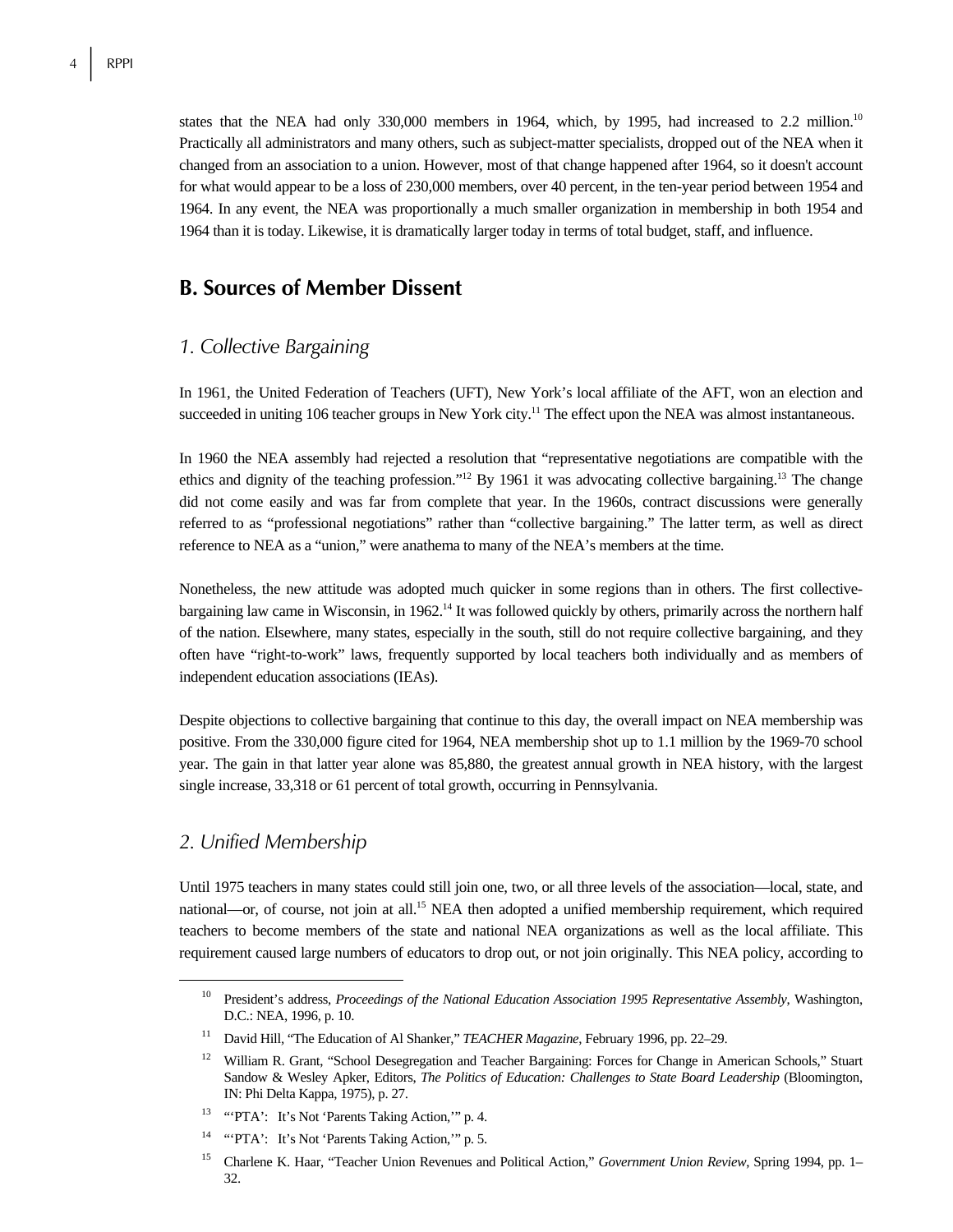states that the NEA had only 330,000 members in 1964, which, by 1995, had increased to 2.2 million.[10] Practically all administrators and many others, such as subject-matter specialists, dropped out of the NEA when it changed from an association to a union. However, most of that change happened after 1964, so it doesn't account for what would appear to be a loss of 230,000 members, over 40 percent, in the ten-year period between 1954 and 1964. In any event, the NEA was proportionally a much smaller organization in membership in both 1954 and 1964 than it is today. Likewise, it is dramatically larger today in terms of total budget, staff, and influence.

## B. Sources of Member Dissent

### *1. Collective Bargaining*

In 1961, the United Federation of Teachers (UFT), New York's local affiliate of the AFT, won an election and succeeded in uniting 106 teacher groups in New York city.[11] The effect upon the NEA was almost instantaneous.

In 1960 the NEA assembly had rejected a resolution that "representative negotiations are compatible with the ethics and dignity of the teaching profession."[12] By 1961 it was advocating collective bargaining.[13] The change did not come easily and was far from complete that year. In the 1960s, contract discussions were generally referred to as "professional negotiations" rather than "collective bargaining." The latter term, as well as direct reference to NEA as a "union," were anathema to many of the NEA's members at the time.

Nonetheless, the new attitude was adopted much quicker in some regions than in others. The first collective-bargaining law came in Wisconsin, in 1962.[14] It was followed quickly by others, primarily across the northern half of the nation. Elsewhere, many states, especially in the south, still do not require collective bargaining, and they often have "right-to-work" laws, frequently supported by local teachers both individually and as members of independent education associations (IEAs).

Despite objections to collective bargaining that continue to this day, the overall impact on NEA membership was positive. From the 330,000 figure cited for 1964, NEA membership shot up to 1.1 million by the 1969-70 school year. The gain in that latter year alone was 85,880, the greatest annual growth in NEA history, with the largest single increase, 33,318 or 61 percent of total growth, occurring in Pennsylvania.

### *2. Unified Membership*

Until 1975 teachers in many states could still join one, two, or all three levels of the association—local, state, and national—or, of course, not join at all.[15] NEA then adopted a unified membership requirement, which required teachers to become members of the state and national NEA organizations as well as the local affiliate. This requirement caused large numbers of educators to drop out, or not join originally. This NEA policy, according to

---

[10] President's address, *Proceedings of the National Education Association 1995 Representative Assembly*, Washington, D.C.: NEA, 1996, p. 10.

[11] David Hill, "The Education of Al Shanker," *TEACHER Magazine*, February 1996, pp. 22–29.

[12] William R. Grant, "School Desegregation and Teacher Bargaining: Forces for Change in American Schools," Stuart Sandow & Wesley Apker, Editors, *The Politics of Education: Challenges to State Board Leadership* (Bloomington, IN: Phi Delta Kappa, 1975), p. 27.

[13] "'PTA': It's Not 'Parents Taking Action,'" p. 4.

[14] "'PTA': It's Not 'Parents Taking Action,'" p. 5.

[15] Charlene K. Haar, "Teacher Union Revenues and Political Action," *Government Union Review*, Spring 1994, pp. 1–32.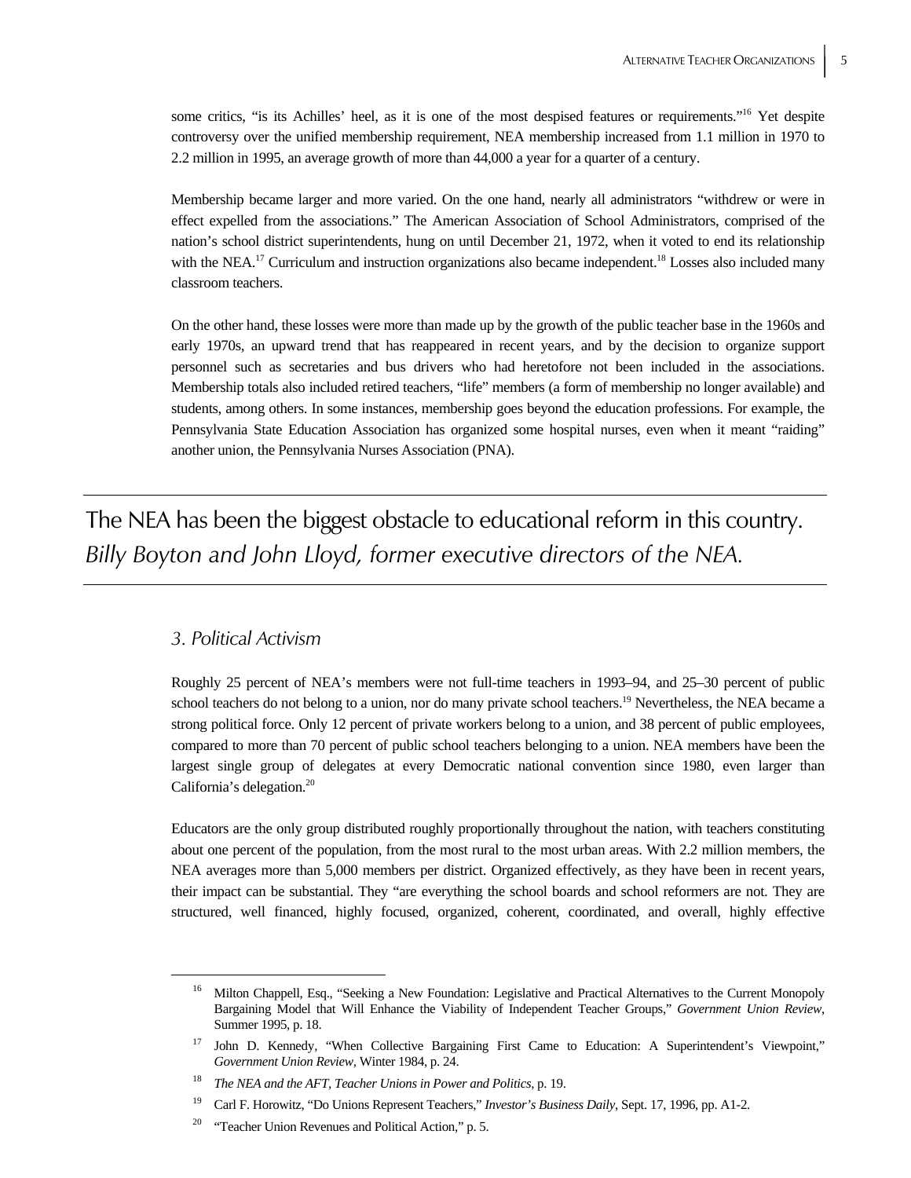some critics, "is its Achilles' heel, as it is one of the most despised features or requirements."[16] Yet despite controversy over the unified membership requirement, NEA membership increased from 1.1 million in 1970 to 2.2 million in 1995, an average growth of more than 44,000 a year for a quarter of a century.

Membership became larger and more varied. On the one hand, nearly all administrators "withdrew or were in effect expelled from the associations." The American Association of School Administrators, comprised of the nation's school district superintendents, hung on until December 21, 1972, when it voted to end its relationship with the NEA.[17] Curriculum and instruction organizations also became independent.[18] Losses also included many classroom teachers.

On the other hand, these losses were more than made up by the growth of the public teacher base in the 1960s and early 1970s, an upward trend that has reappeared in recent years, and by the decision to organize support personnel such as secretaries and bus drivers who had heretofore not been included in the associations. Membership totals also included retired teachers, "life" members (a form of membership no longer available) and students, among others. In some instances, membership goes beyond the education professions. For example, the Pennsylvania State Education Association has organized some hospital nurses, even when it meant "raiding" another union, the Pennsylvania Nurses Association (PNA).

---

The NEA has been the biggest obstacle to educational reform in this country.
*Billy Boyton and John Lloyd, former executive directors of the NEA.*

---

### *3. Political Activism*

Roughly 25 percent of NEA's members were not full-time teachers in 1993–94, and 25–30 percent of public school teachers do not belong to a union, nor do many private school teachers.[19] Nevertheless, the NEA became a strong political force. Only 12 percent of private workers belong to a union, and 38 percent of public employees, compared to more than 70 percent of public school teachers belonging to a union. NEA members have been the largest single group of delegates at every Democratic national convention since 1980, even larger than California's delegation.[20]

Educators are the only group distributed roughly proportionally throughout the nation, with teachers constituting about one percent of the population, from the most rural to the most urban areas. With 2.2 million members, the NEA averages more than 5,000 members per district. Organized effectively, as they have been in recent years, their impact can be substantial. They "are everything the school boards and school reformers are not. They are structured, well financed, highly focused, organized, coherent, coordinated, and overall, highly effective

---

[16] Milton Chappell, Esq., "Seeking a New Foundation: Legislative and Practical Alternatives to the Current Monopoly Bargaining Model that Will Enhance the Viability of Independent Teacher Groups," *Government Union Review*, Summer 1995, p. 18.

[17] John D. Kennedy, "When Collective Bargaining First Came to Education: A Superintendent's Viewpoint," *Government Union Review*, Winter 1984, p. 24.

[18] *The NEA and the AFT, Teacher Unions in Power and Politics*, p. 19.

[19] Carl F. Horowitz, "Do Unions Represent Teachers," *Investor's Business Daily*, Sept. 17, 1996, pp. A1-2.

[20] "Teacher Union Revenues and Political Action," p. 5.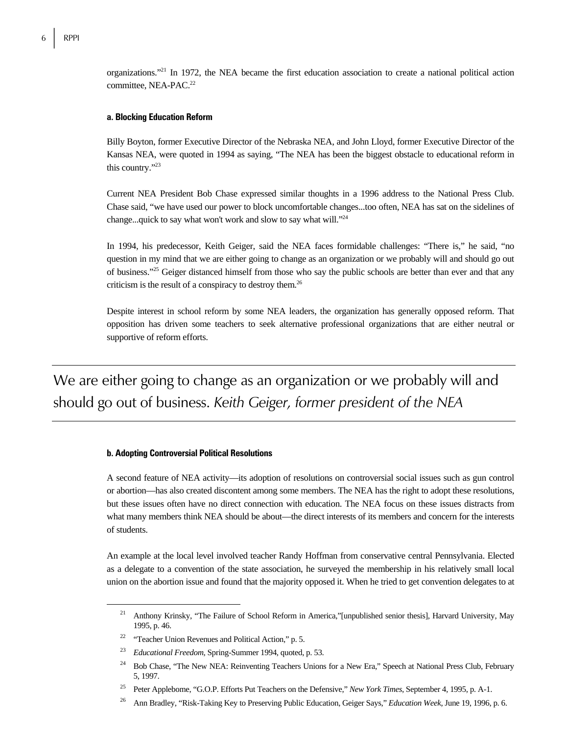organizations."[21] In 1972, the NEA became the first education association to create a national political action committee, NEA-PAC.[22]

#### a. Blocking Education Reform

Billy Boyton, former Executive Director of the Nebraska NEA, and John Lloyd, former Executive Director of the Kansas NEA, were quoted in 1994 as saying, "The NEA has been the biggest obstacle to educational reform in this country."[23]

Current NEA President Bob Chase expressed similar thoughts in a 1996 address to the National Press Club. Chase said, "we have used our power to block uncomfortable changes...too often, NEA has sat on the sidelines of change...quick to say what won't work and slow to say what will."[24]

In 1994, his predecessor, Keith Geiger, said the NEA faces formidable challenges: "There is," he said, "no question in my mind that we are either going to change as an organization or we probably will and should go out of business."[25] Geiger distanced himself from those who say the public schools are better than ever and that any criticism is the result of a conspiracy to destroy them.[26]

Despite interest in school reform by some NEA leaders, the organization has generally opposed reform. That opposition has driven some teachers to seek alternative professional organizations that are either neutral or supportive of reform efforts.

---

We are either going to change as an organization or we probably will and should go out of business. *Keith Geiger, former president of the NEA*

---

#### b. Adopting Controversial Political Resolutions

A second feature of NEA activity—its adoption of resolutions on controversial social issues such as gun control or abortion—has also created discontent among some members. The NEA has the right to adopt these resolutions, but these issues often have no direct connection with education. The NEA focus on these issues distracts from what many members think NEA should be about—the direct interests of its members and concern for the interests of students.

An example at the local level involved teacher Randy Hoffman from conservative central Pennsylvania. Elected as a delegate to a convention of the state association, he surveyed the membership in his relatively small local union on the abortion issue and found that the majority opposed it. When he tried to get convention delegates to at

---

[21] Anthony Krinsky, "The Failure of School Reform in America,"[unpublished senior thesis], Harvard University, May 1995, p. 46.

[22] "Teacher Union Revenues and Political Action," p. 5.

[23] *Educational Freedom*, Spring-Summer 1994, quoted, p. 53.

[24] Bob Chase, "The New NEA: Reinventing Teachers Unions for a New Era," Speech at National Press Club, February 5, 1997.

[25] Peter Applebome, "G.O.P. Efforts Put Teachers on the Defensive," *New York Times*, September 4, 1995, p. A-1.

[26] Ann Bradley, "Risk-Taking Key to Preserving Public Education, Geiger Says," *Education Week*, June 19, 1996, p. 6.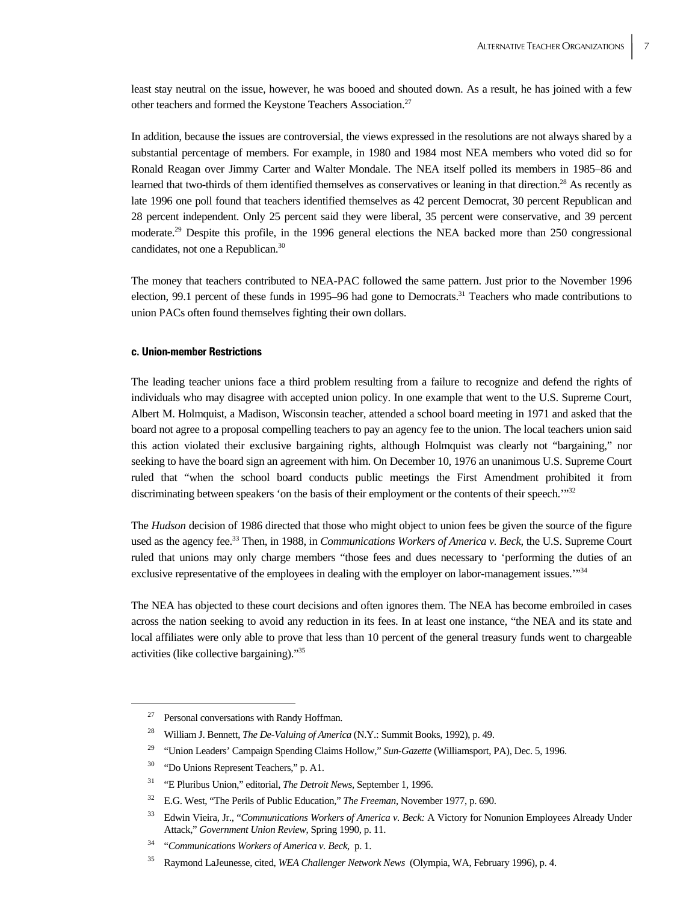least stay neutral on the issue, however, he was booed and shouted down. As a result, he has joined with a few other teachers and formed the Keystone Teachers Association.[27]

In addition, because the issues are controversial, the views expressed in the resolutions are not always shared by a substantial percentage of members. For example, in 1980 and 1984 most NEA members who voted did so for Ronald Reagan over Jimmy Carter and Walter Mondale. The NEA itself polled its members in 1985–86 and learned that two-thirds of them identified themselves as conservatives or leaning in that direction.[28] As recently as late 1996 one poll found that teachers identified themselves as 42 percent Democrat, 30 percent Republican and 28 percent independent. Only 25 percent said they were liberal, 35 percent were conservative, and 39 percent moderate.[29] Despite this profile, in the 1996 general elections the NEA backed more than 250 congressional candidates, not one a Republican.[30]

The money that teachers contributed to NEA-PAC followed the same pattern. Just prior to the November 1996 election, 99.1 percent of these funds in 1995–96 had gone to Democrats.[31] Teachers who made contributions to union PACs often found themselves fighting their own dollars.

#### c. Union-member Restrictions

The leading teacher unions face a third problem resulting from a failure to recognize and defend the rights of individuals who may disagree with accepted union policy. In one example that went to the U.S. Supreme Court, Albert M. Holmquist, a Madison, Wisconsin teacher, attended a school board meeting in 1971 and asked that the board not agree to a proposal compelling teachers to pay an agency fee to the union. The local teachers union said this action violated their exclusive bargaining rights, although Holmquist was clearly not "bargaining," nor seeking to have the board sign an agreement with him. On December 10, 1976 an unanimous U.S. Supreme Court ruled that "when the school board conducts public meetings the First Amendment prohibited it from discriminating between speakers 'on the basis of their employment or the contents of their speech.'"[32]

The *Hudson* decision of 1986 directed that those who might object to union fees be given the source of the figure used as the agency fee.[33] Then, in 1988, in *Communications Workers of America v. Beck*, the U.S. Supreme Court ruled that unions may only charge members "those fees and dues necessary to 'performing the duties of an exclusive representative of the employees in dealing with the employer on labor-management issues.'"[34]

The NEA has objected to these court decisions and often ignores them. The NEA has become embroiled in cases across the nation seeking to avoid any reduction in its fees. In at least one instance, "the NEA and its state and local affiliates were only able to prove that less than 10 percent of the general treasury funds went to chargeable activities (like collective bargaining)."[35]

---

[27] Personal conversations with Randy Hoffman.

[28] William J. Bennett, *The De-Valuing of America* (N.Y.: Summit Books, 1992), p. 49.

[29] "Union Leaders' Campaign Spending Claims Hollow," *Sun-Gazette* (Williamsport, PA), Dec. 5, 1996.

[30] "Do Unions Represent Teachers," p. A1.

[31] "E Pluribus Union," editorial, *The Detroit News*, September 1, 1996.

[32] E.G. West, "The Perils of Public Education," *The Freeman*, November 1977, p. 690.

[33] Edwin Vieira, Jr., "*Communications Workers of America v. Beck:* A Victory for Nonunion Employees Already Under Attack," *Government Union Review*, Spring 1990, p. 11.

[34] "*Communications Workers of America v. Beck*, p. 1.

[35] Raymond LaJeunesse, cited, *WEA Challenger Network News* (Olympia, WA, February 1996), p. 4.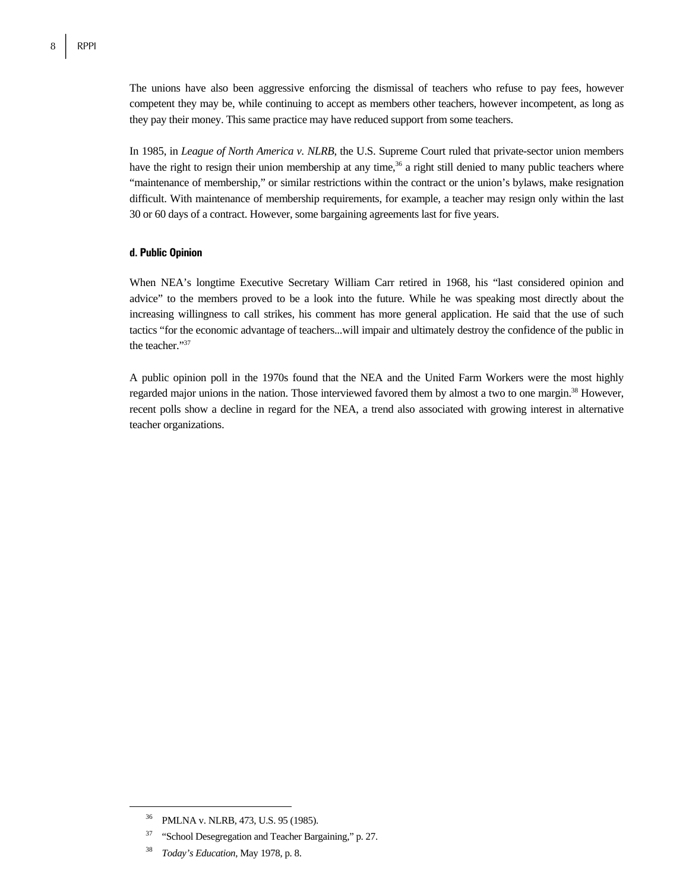The unions have also been aggressive enforcing the dismissal of teachers who refuse to pay fees, however competent they may be, while continuing to accept as members other teachers, however incompetent, as long as they pay their money. This same practice may have reduced support from some teachers.

In 1985, in *League of North America v. NLRB*, the U.S. Supreme Court ruled that private-sector union members have the right to resign their union membership at any time,[36] a right still denied to many public teachers where "maintenance of membership," or similar restrictions within the contract or the union's bylaws, make resignation difficult. With maintenance of membership requirements, for example, a teacher may resign only within the last 30 or 60 days of a contract. However, some bargaining agreements last for five years.

#### d. Public Opinion

When NEA's longtime Executive Secretary William Carr retired in 1968, his "last considered opinion and advice" to the members proved to be a look into the future. While he was speaking most directly about the increasing willingness to call strikes, his comment has more general application. He said that the use of such tactics "for the economic advantage of teachers...will impair and ultimately destroy the confidence of the public in the teacher."[37]

A public opinion poll in the 1970s found that the NEA and the United Farm Workers were the most highly regarded major unions in the nation. Those interviewed favored them by almost a two to one margin.[38] However, recent polls show a decline in regard for the NEA, a trend also associated with growing interest in alternative teacher organizations.

---

[36] PMLNA v. NLRB, 473, U.S. 95 (1985).

[37] "School Desegregation and Teacher Bargaining," p. 27.

[38] *Today's Education*, May 1978, p. 8.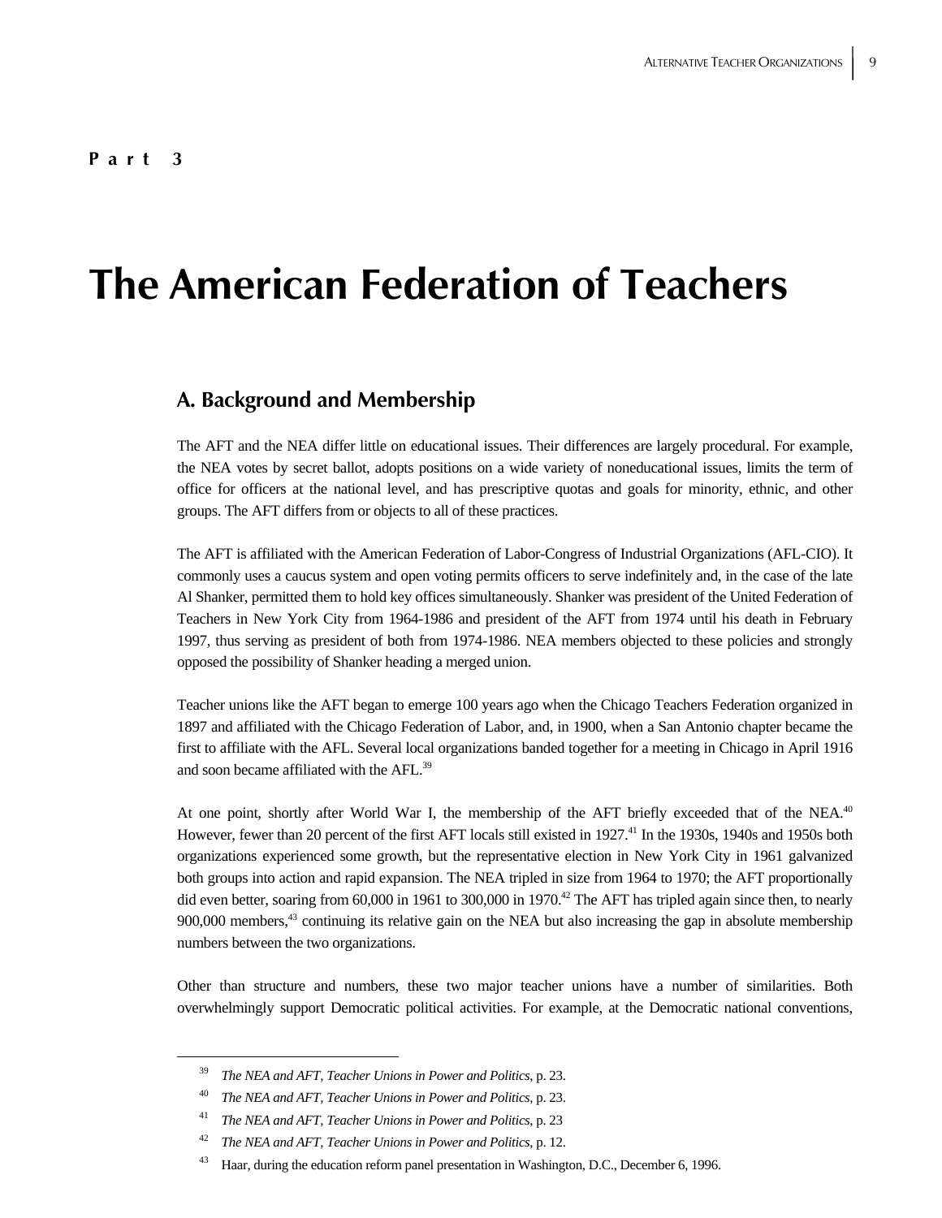**P a r t 3**

# The American Federation of Teachers

## A. Background and Membership

The AFT and the NEA differ little on educational issues. Their differences are largely procedural. For example, the NEA votes by secret ballot, adopts positions on a wide variety of noneducational issues, limits the term of office for officers at the national level, and has prescriptive quotas and goals for minority, ethnic, and other groups. The AFT differs from or objects to all of these practices.

The AFT is affiliated with the American Federation of Labor-Congress of Industrial Organizations (AFL-CIO). It commonly uses a caucus system and open voting permits officers to serve indefinitely and, in the case of the late Al Shanker, permitted them to hold key offices simultaneously. Shanker was president of the United Federation of Teachers in New York City from 1964-1986 and president of the AFT from 1974 until his death in February 1997, thus serving as president of both from 1974-1986. NEA members objected to these policies and strongly opposed the possibility of Shanker heading a merged union.

Teacher unions like the AFT began to emerge 100 years ago when the Chicago Teachers Federation organized in 1897 and affiliated with the Chicago Federation of Labor, and, in 1900, when a San Antonio chapter became the first to affiliate with the AFL. Several local organizations banded together for a meeting in Chicago in April 1916 and soon became affiliated with the AFL.[39]

At one point, shortly after World War I, the membership of the AFT briefly exceeded that of the NEA.[40] However, fewer than 20 percent of the first AFT locals still existed in 1927.[41] In the 1930s, 1940s and 1950s both organizations experienced some growth, but the representative election in New York City in 1961 galvanized both groups into action and rapid expansion. The NEA tripled in size from 1964 to 1970; the AFT proportionally did even better, soaring from 60,000 in 1961 to 300,000 in 1970.[42] The AFT has tripled again since then, to nearly 900,000 members,[43] continuing its relative gain on the NEA but also increasing the gap in absolute membership numbers between the two organizations.

Other than structure and numbers, these two major teacher unions have a number of similarities. Both overwhelmingly support Democratic political activities. For example, at the Democratic national conventions,

---

[39] *The NEA and AFT, Teacher Unions in Power and Politics*, p. 23.

[40] *The NEA and AFT, Teacher Unions in Power and Politics*, p. 23.

[41] *The NEA and AFT, Teacher Unions in Power and Politics*, p. 23

[42] *The NEA and AFT, Teacher Unions in Power and Politics*, p. 12.

[43] Haar, during the education reform panel presentation in Washington, D.C., December 6, 1996.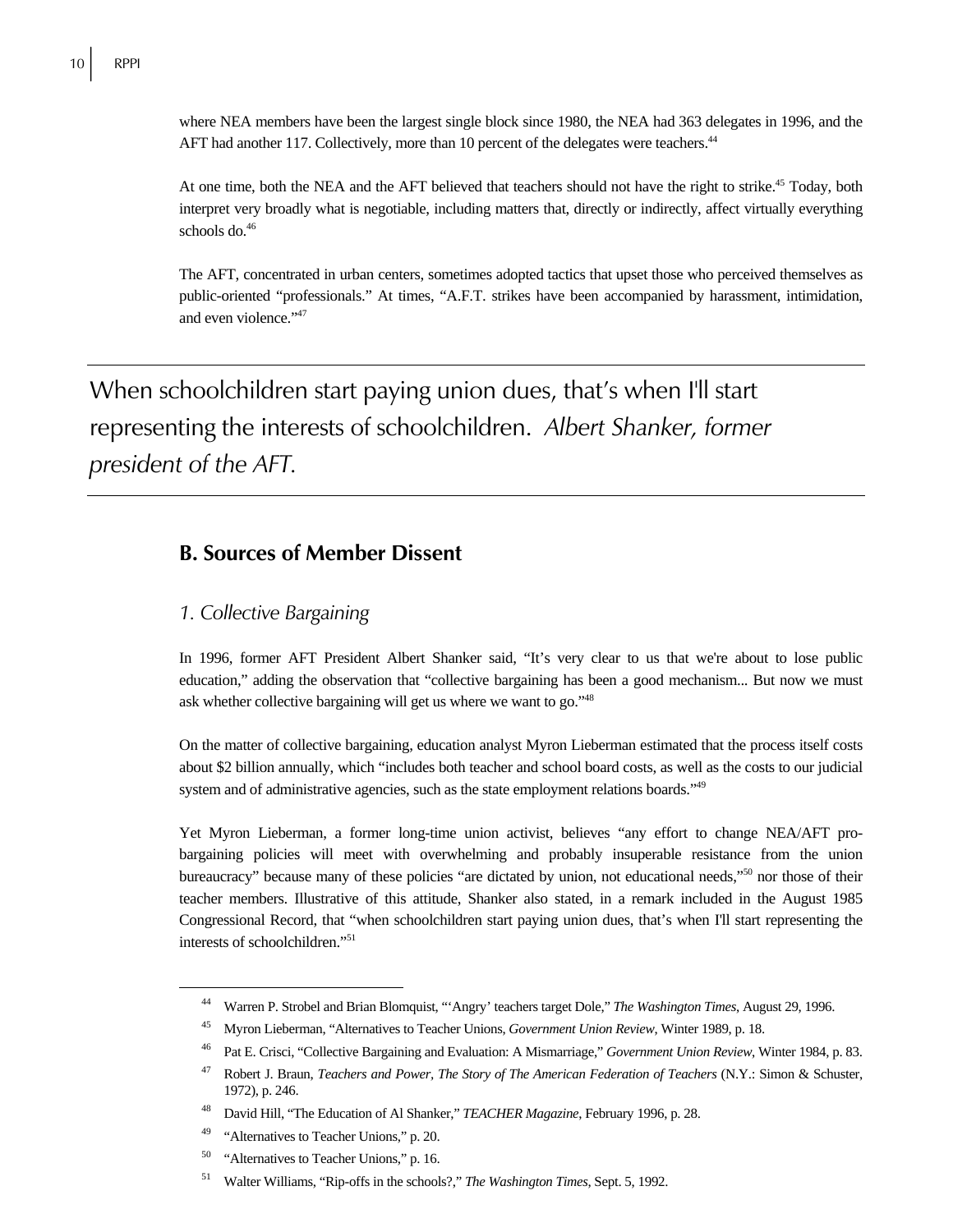where NEA members have been the largest single block since 1980, the NEA had 363 delegates in 1996, and the AFT had another 117. Collectively, more than 10 percent of the delegates were teachers.[44]

At one time, both the NEA and the AFT believed that teachers should not have the right to strike.[45] Today, both interpret very broadly what is negotiable, including matters that, directly or indirectly, affect virtually everything schools do.[46]

The AFT, concentrated in urban centers, sometimes adopted tactics that upset those who perceived themselves as public-oriented "professionals." At times, "A.F.T. strikes have been accompanied by harassment, intimidation, and even violence."[47]

---

When schoolchildren start paying union dues, that's when I'll start representing the interests of schoolchildren. *Albert Shanker, former president of the AFT.*

---

## B. Sources of Member Dissent

### *1. Collective Bargaining*

In 1996, former AFT President Albert Shanker said, "It's very clear to us that we're about to lose public education," adding the observation that "collective bargaining has been a good mechanism... But now we must ask whether collective bargaining will get us where we want to go."[48]

On the matter of collective bargaining, education analyst Myron Lieberman estimated that the process itself costs about $2 billion annually, which "includes both teacher and school board costs, as well as the costs to our judicial system and of administrative agencies, such as the state employment relations boards."[49]

Yet Myron Lieberman, a former long-time union activist, believes "any effort to change NEA/AFT pro-bargaining policies will meet with overwhelming and probably insuperable resistance from the union bureaucracy" because many of these policies "are dictated by union, not educational needs,"[50] nor those of their teacher members. Illustrative of this attitude, Shanker also stated, in a remark included in the August 1985 Congressional Record, that "when schoolchildren start paying union dues, that's when I'll start representing the interests of schoolchildren."[51]

---

[44] Warren P. Strobel and Brian Blomquist, "'Angry' teachers target Dole," *The Washington Times*, August 29, 1996.

[45] Myron Lieberman, "Alternatives to Teacher Unions, *Government Union Review*, Winter 1989, p. 18.

[46] Pat E. Crisci, "Collective Bargaining and Evaluation: A Mismarriage," *Government Union Review*, Winter 1984, p. 83.

[47] Robert J. Braun, *Teachers and Power, The Story of The American Federation of Teachers* (N.Y.: Simon & Schuster, 1972), p. 246.

[48] David Hill, "The Education of Al Shanker," *TEACHER Magazine*, February 1996, p. 28.

[49] "Alternatives to Teacher Unions," p. 20.

[50] "Alternatives to Teacher Unions," p. 16.

[51] Walter Williams, "Rip-offs in the schools?," *The Washington Times*, Sept. 5, 1992.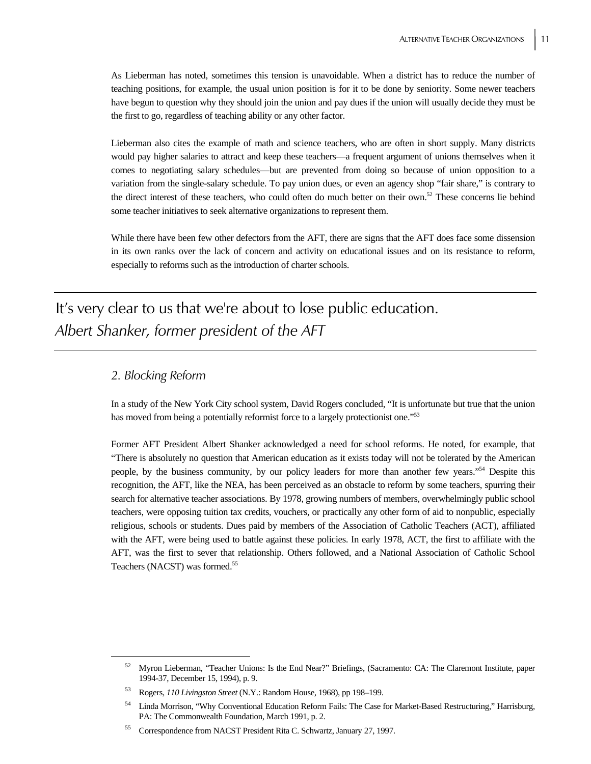As Lieberman has noted, sometimes this tension is unavoidable. When a district has to reduce the number of teaching positions, for example, the usual union position is for it to be done by seniority. Some newer teachers have begun to question why they should join the union and pay dues if the union will usually decide they must be the first to go, regardless of teaching ability or any other factor.

Lieberman also cites the example of math and science teachers, who are often in short supply. Many districts would pay higher salaries to attract and keep these teachers—a frequent argument of unions themselves when it comes to negotiating salary schedules—but are prevented from doing so because of union opposition to a variation from the single-salary schedule. To pay union dues, or even an agency shop "fair share," is contrary to the direct interest of these teachers, who could often do much better on their own.[52] These concerns lie behind some teacher initiatives to seek alternative organizations to represent them.

While there have been few other defectors from the AFT, there are signs that the AFT does face some dissension in its own ranks over the lack of concern and activity on educational issues and on its resistance to reform, especially to reforms such as the introduction of charter schools.

---

It's very clear to us that we're about to lose public education.
*Albert Shanker, former president of the AFT*

---

### *2. Blocking Reform*

In a study of the New York City school system, David Rogers concluded, "It is unfortunate but true that the union has moved from being a potentially reformist force to a largely protectionist one."[53]

Former AFT President Albert Shanker acknowledged a need for school reforms. He noted, for example, that "There is absolutely no question that American education as it exists today will not be tolerated by the American people, by the business community, by our policy leaders for more than another few years."[54] Despite this recognition, the AFT, like the NEA, has been perceived as an obstacle to reform by some teachers, spurring their search for alternative teacher associations. By 1978, growing numbers of members, overwhelmingly public school teachers, were opposing tuition tax credits, vouchers, or practically any other form of aid to nonpublic, especially religious, schools or students. Dues paid by members of the Association of Catholic Teachers (ACT), affiliated with the AFT, were being used to battle against these policies. In early 1978, ACT, the first to affiliate with the AFT, was the first to sever that relationship. Others followed, and a National Association of Catholic School Teachers (NACST) was formed.[55]

---

[52] Myron Lieberman, "Teacher Unions: Is the End Near?" Briefings, (Sacramento: CA: The Claremont Institute, paper 1994-37, December 15, 1994), p. 9.

[53] Rogers, *110 Livingston Street* (N.Y.: Random House, 1968), pp 198–199.

[54] Linda Morrison, "Why Conventional Education Reform Fails: The Case for Market-Based Restructuring," Harrisburg, PA: The Commonwealth Foundation, March 1991, p. 2.

[55] Correspondence from NACST President Rita C. Schwartz, January 27, 1997.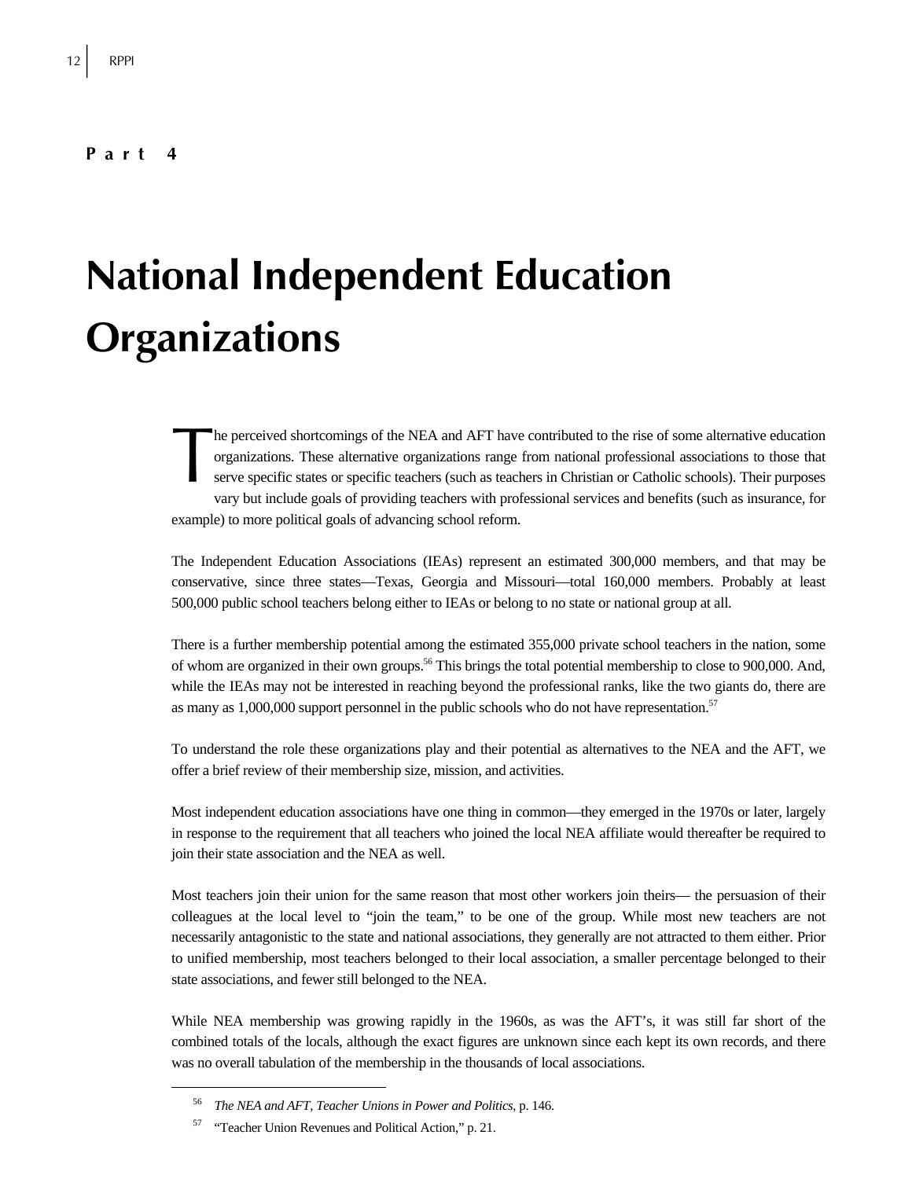**Part 4**

# National Independent Education Organizations

The perceived shortcomings of the NEA and AFT have contributed to the rise of some alternative education organizations. These alternative organizations range from national professional associations to those that serve specific states or specific teachers (such as teachers in Christian or Catholic schools). Their purposes vary but include goals of providing teachers with professional services and benefits (such as insurance, for example) to more political goals of advancing school reform.

The Independent Education Associations (IEAs) represent an estimated 300,000 members, and that may be conservative, since three states—Texas, Georgia and Missouri—total 160,000 members. Probably at least 500,000 public school teachers belong either to IEAs or belong to no state or national group at all.

There is a further membership potential among the estimated 355,000 private school teachers in the nation, some of whom are organized in their own groups.[56] This brings the total potential membership to close to 900,000. And, while the IEAs may not be interested in reaching beyond the professional ranks, like the two giants do, there are as many as 1,000,000 support personnel in the public schools who do not have representation.[57]

To understand the role these organizations play and their potential as alternatives to the NEA and the AFT, we offer a brief review of their membership size, mission, and activities.

Most independent education associations have one thing in common—they emerged in the 1970s or later, largely in response to the requirement that all teachers who joined the local NEA affiliate would thereafter be required to join their state association and the NEA as well.

Most teachers join their union for the same reason that most other workers join theirs— the persuasion of their colleagues at the local level to "join the team," to be one of the group. While most new teachers are not necessarily antagonistic to the state and national associations, they generally are not attracted to them either. Prior to unified membership, most teachers belonged to their local association, a smaller percentage belonged to their state associations, and fewer still belonged to the NEA.

While NEA membership was growing rapidly in the 1960s, as was the AFT's, it was still far short of the combined totals of the locals, although the exact figures are unknown since each kept its own records, and there was no overall tabulation of the membership in the thousands of local associations.

---

[56] *The NEA and AFT, Teacher Unions in Power and Politics*, p. 146.

[57] "Teacher Union Revenues and Political Action," p. 21.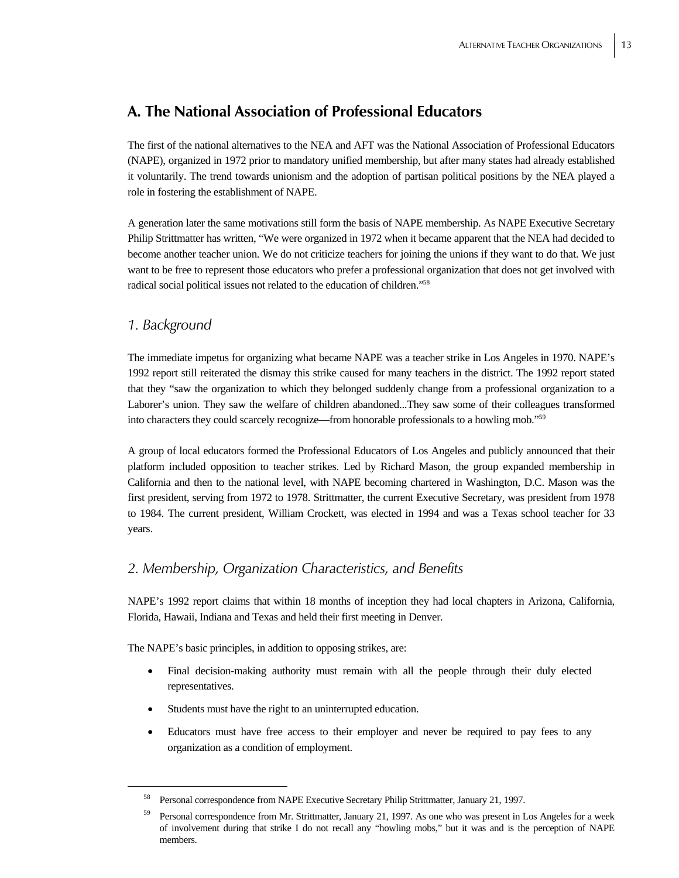## A. The National Association of Professional Educators

The first of the national alternatives to the NEA and AFT was the National Association of Professional Educators (NAPE), organized in 1972 prior to mandatory unified membership, but after many states had already established it voluntarily. The trend towards unionism and the adoption of partisan political positions by the NEA played a role in fostering the establishment of NAPE.

A generation later the same motivations still form the basis of NAPE membership. As NAPE Executive Secretary Philip Strittmatter has written, "We were organized in 1972 when it became apparent that the NEA had decided to become another teacher union. We do not criticize teachers for joining the unions if they want to do that. We just want to be free to represent those educators who prefer a professional organization that does not get involved with radical social political issues not related to the education of children."[58]

### *1. Background*

The immediate impetus for organizing what became NAPE was a teacher strike in Los Angeles in 1970. NAPE's 1992 report still reiterated the dismay this strike caused for many teachers in the district. The 1992 report stated that they "saw the organization to which they belonged suddenly change from a professional organization to a Laborer's union. They saw the welfare of children abandoned...They saw some of their colleagues transformed into characters they could scarcely recognize—from honorable professionals to a howling mob."[59]

A group of local educators formed the Professional Educators of Los Angeles and publicly announced that their platform included opposition to teacher strikes. Led by Richard Mason, the group expanded membership in California and then to the national level, with NAPE becoming chartered in Washington, D.C. Mason was the first president, serving from 1972 to 1978. Strittmatter, the current Executive Secretary, was president from 1978 to 1984. The current president, William Crockett, was elected in 1994 and was a Texas school teacher for 33 years.

### *2. Membership, Organization Characteristics, and Benefits*

NAPE's 1992 report claims that within 18 months of inception they had local chapters in Arizona, California, Florida, Hawaii, Indiana and Texas and held their first meeting in Denver.

The NAPE's basic principles, in addition to opposing strikes, are:

- Final decision-making authority must remain with all the people through their duly elected representatives.
- Students must have the right to an uninterrupted education.
- Educators must have free access to their employer and never be required to pay fees to any organization as a condition of employment.

---

[58] Personal correspondence from NAPE Executive Secretary Philip Strittmatter, January 21, 1997.

[59] Personal correspondence from Mr. Strittmatter, January 21, 1997. As one who was present in Los Angeles for a week of involvement during that strike I do not recall any "howling mobs," but it was and is the perception of NAPE members.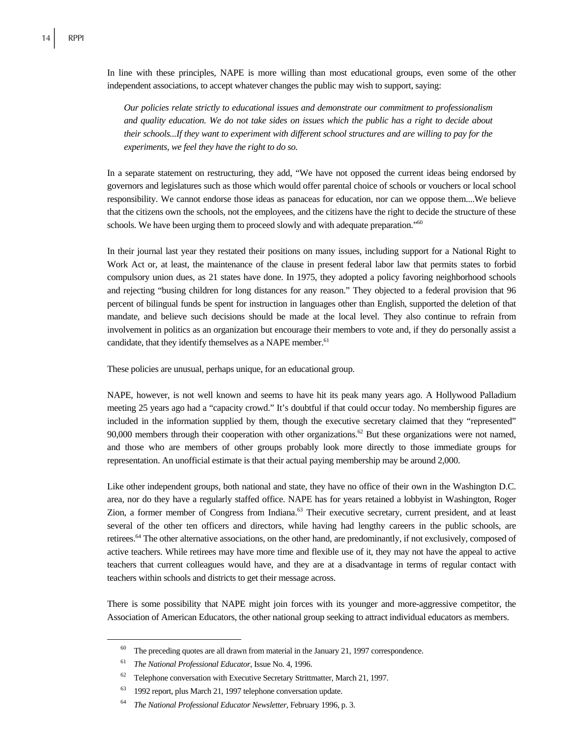In line with these principles, NAPE is more willing than most educational groups, even some of the other independent associations, to accept whatever changes the public may wish to support, saying:

> *Our policies relate strictly to educational issues and demonstrate our commitment to professionalism and quality education. We do not take sides on issues which the public has a right to decide about their schools...If they want to experiment with different school structures and are willing to pay for the experiments, we feel they have the right to do so.*

In a separate statement on restructuring, they add, "We have not opposed the current ideas being endorsed by governors and legislatures such as those which would offer parental choice of schools or vouchers or local school responsibility. We cannot endorse those ideas as panaceas for education, nor can we oppose them....We believe that the citizens own the schools, not the employees, and the citizens have the right to decide the structure of these schools. We have been urging them to proceed slowly and with adequate preparation."[60]

In their journal last year they restated their positions on many issues, including support for a National Right to Work Act or, at least, the maintenance of the clause in present federal labor law that permits states to forbid compulsory union dues, as 21 states have done. In 1975, they adopted a policy favoring neighborhood schools and rejecting "busing children for long distances for any reason." They objected to a federal provision that 96 percent of bilingual funds be spent for instruction in languages other than English, supported the deletion of that mandate, and believe such decisions should be made at the local level. They also continue to refrain from involvement in politics as an organization but encourage their members to vote and, if they do personally assist a candidate, that they identify themselves as a NAPE member.[61]

These policies are unusual, perhaps unique, for an educational group.

NAPE, however, is not well known and seems to have hit its peak many years ago. A Hollywood Palladium meeting 25 years ago had a "capacity crowd." It's doubtful if that could occur today. No membership figures are included in the information supplied by them, though the executive secretary claimed that they "represented" 90,000 members through their cooperation with other organizations.[62] But these organizations were not named, and those who are members of other groups probably look more directly to those immediate groups for representation. An unofficial estimate is that their actual paying membership may be around 2,000.

Like other independent groups, both national and state, they have no office of their own in the Washington D.C. area, nor do they have a regularly staffed office. NAPE has for years retained a lobbyist in Washington, Roger Zion, a former member of Congress from Indiana.[63] Their executive secretary, current president, and at least several of the other ten officers and directors, while having had lengthy careers in the public schools, are retirees.[64] The other alternative associations, on the other hand, are predominantly, if not exclusively, composed of active teachers. While retirees may have more time and flexible use of it, they may not have the appeal to active teachers that current colleagues would have, and they are at a disadvantage in terms of regular contact with teachers within schools and districts to get their message across.

There is some possibility that NAPE might join forces with its younger and more-aggressive competitor, the Association of American Educators, the other national group seeking to attract individual educators as members.

---

[60] The preceding quotes are all drawn from material in the January 21, 1997 correspondence.

[61] *The National Professional Educator*, Issue No. 4, 1996.

[62] Telephone conversation with Executive Secretary Strittmatter, March 21, 1997.

[63] 1992 report, plus March 21, 1997 telephone conversation update.

[64] *The National Professional Educator Newsletter*, February 1996, p. 3.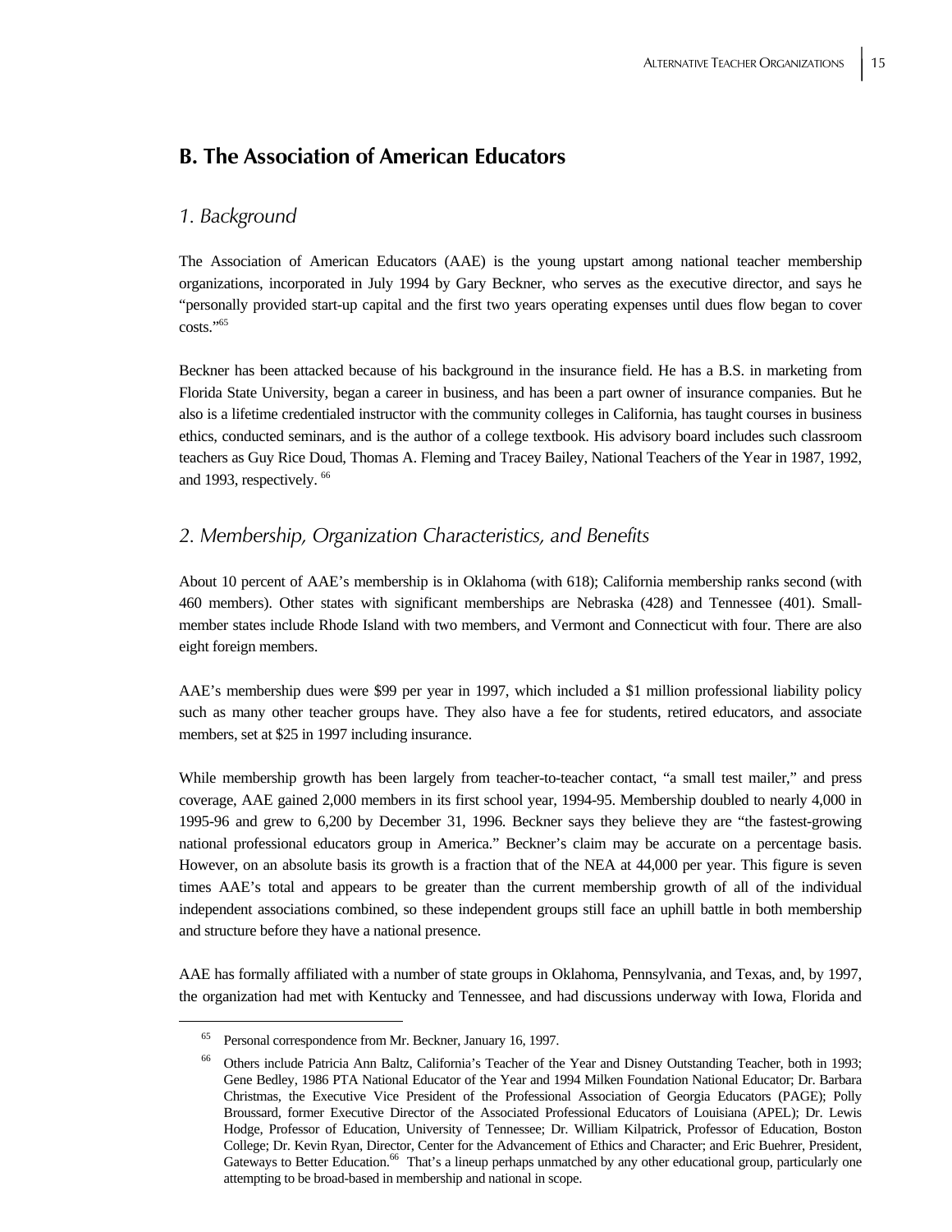## B. The Association of American Educators

### 1. Background

The Association of American Educators (AAE) is the young upstart among national teacher membership organizations, incorporated in July 1994 by Gary Beckner, who serves as the executive director, and says he "personally provided start-up capital and the first two years operating expenses until dues flow began to cover costs."[65]

Beckner has been attacked because of his background in the insurance field. He has a B.S. in marketing from Florida State University, began a career in business, and has been a part owner of insurance companies. But he also is a lifetime credentialed instructor with the community colleges in California, has taught courses in business ethics, conducted seminars, and is the author of a college textbook. His advisory board includes such classroom teachers as Guy Rice Doud, Thomas A. Fleming and Tracey Bailey, National Teachers of the Year in 1987, 1992, and 1993, respectively. [66]

### 2. Membership, Organization Characteristics, and Benefits

About 10 percent of AAE's membership is in Oklahoma (with 618); California membership ranks second (with 460 members). Other states with significant memberships are Nebraska (428) and Tennessee (401). Small-member states include Rhode Island with two members, and Vermont and Connecticut with four. There are also eight foreign members.

AAE's membership dues were $99 per year in 1997, which included a $1 million professional liability policy such as many other teacher groups have. They also have a fee for students, retired educators, and associate members, set at $25 in 1997 including insurance.

While membership growth has been largely from teacher-to-teacher contact, "a small test mailer," and press coverage, AAE gained 2,000 members in its first school year, 1994-95. Membership doubled to nearly 4,000 in 1995-96 and grew to 6,200 by December 31, 1996. Beckner says they believe they are "the fastest-growing national professional educators group in America." Beckner's claim may be accurate on a percentage basis. However, on an absolute basis its growth is a fraction that of the NEA at 44,000 per year. This figure is seven times AAE's total and appears to be greater than the current membership growth of all of the individual independent associations combined, so these independent groups still face an uphill battle in both membership and structure before they have a national presence.

AAE has formally affiliated with a number of state groups in Oklahoma, Pennsylvania, and Texas, and, by 1997, the organization had met with Kentucky and Tennessee, and had discussions underway with Iowa, Florida and

---

[65] Personal correspondence from Mr. Beckner, January 16, 1997.

[66] Others include Patricia Ann Baltz, California's Teacher of the Year and Disney Outstanding Teacher, both in 1993; Gene Bedley, 1986 PTA National Educator of the Year and 1994 Milken Foundation National Educator; Dr. Barbara Christmas, the Executive Vice President of the Professional Association of Georgia Educators (PAGE); Polly Broussard, former Executive Director of the Associated Professional Educators of Louisiana (APEL); Dr. Lewis Hodge, Professor of Education, University of Tennessee; Dr. William Kilpatrick, Professor of Education, Boston College; Dr. Kevin Ryan, Director, Center for the Advancement of Ethics and Character; and Eric Buehrer, President, Gateways to Better Education.[66] That's a lineup perhaps unmatched by any other educational group, particularly one attempting to be broad-based in membership and national in scope.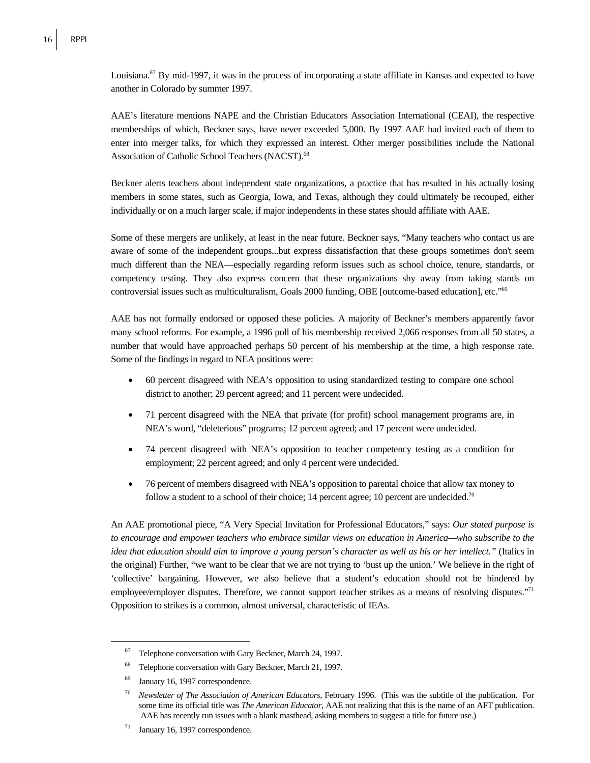Louisiana.[67] By mid-1997, it was in the process of incorporating a state affiliate in Kansas and expected to have another in Colorado by summer 1997.

AAE's literature mentions NAPE and the Christian Educators Association International (CEAI), the respective memberships of which, Beckner says, have never exceeded 5,000. By 1997 AAE had invited each of them to enter into merger talks, for which they expressed an interest. Other merger possibilities include the National Association of Catholic School Teachers (NACST).[68]

Beckner alerts teachers about independent state organizations, a practice that has resulted in his actually losing members in some states, such as Georgia, Iowa, and Texas, although they could ultimately be recouped, either individually or on a much larger scale, if major independents in these states should affiliate with AAE.

Some of these mergers are unlikely, at least in the near future. Beckner says, "Many teachers who contact us are aware of some of the independent groups...but express dissatisfaction that these groups sometimes don't seem much different than the NEA—especially regarding reform issues such as school choice, tenure, standards, or competency testing. They also express concern that these organizations shy away from taking stands on controversial issues such as multiculturalism, Goals 2000 funding, OBE [outcome-based education], etc."[69]

AAE has not formally endorsed or opposed these policies. A majority of Beckner's members apparently favor many school reforms. For example, a 1996 poll of his membership received 2,066 responses from all 50 states, a number that would have approached perhaps 50 percent of his membership at the time, a high response rate. Some of the findings in regard to NEA positions were:

- 60 percent disagreed with NEA's opposition to using standardized testing to compare one school district to another; 29 percent agreed; and 11 percent were undecided.
- 71 percent disagreed with the NEA that private (for profit) school management programs are, in NEA's word, "deleterious" programs; 12 percent agreed; and 17 percent were undecided.
- 74 percent disagreed with NEA's opposition to teacher competency testing as a condition for employment; 22 percent agreed; and only 4 percent were undecided.
- 76 percent of members disagreed with NEA's opposition to parental choice that allow tax money to follow a student to a school of their choice; 14 percent agree; 10 percent are undecided.[70]

An AAE promotional piece, "A Very Special Invitation for Professional Educators," says: *Our stated purpose is to encourage and empower teachers who embrace similar views on education in America—who subscribe to the idea that education should aim to improve a young person's character as well as his or her intellect."* (Italics in the original) Further, "we want to be clear that we are not trying to 'bust up the union.' We believe in the right of 'collective' bargaining. However, we also believe that a student's education should not be hindered by employee/employer disputes. Therefore, we cannot support teacher strikes as a means of resolving disputes."[71] Opposition to strikes is a common, almost universal, characteristic of IEAs.

---

[67] Telephone conversation with Gary Beckner, March 24, 1997.

[68] Telephone conversation with Gary Beckner, March 21, 1997.

[69] January 16, 1997 correspondence.

[70] *Newsletter of The Association of American Educators*, February 1996. (This was the subtitle of the publication. For some time its official title was *The American Educator*, AAE not realizing that this is the name of an AFT publication. AAE has recently run issues with a blank masthead, asking members to suggest a title for future use.)

[71] January 16, 1997 correspondence.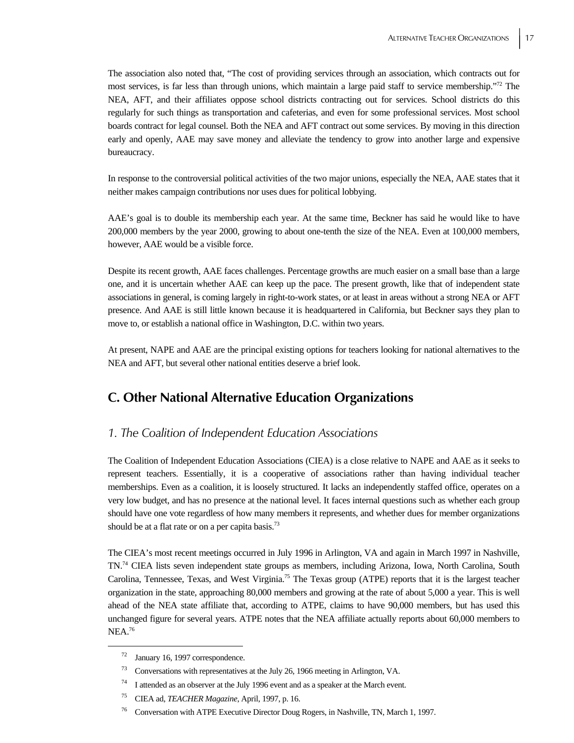The association also noted that, "The cost of providing services through an association, which contracts out for most services, is far less than through unions, which maintain a large paid staff to service membership."[72] The NEA, AFT, and their affiliates oppose school districts contracting out for services. School districts do this regularly for such things as transportation and cafeterias, and even for some professional services. Most school boards contract for legal counsel. Both the NEA and AFT contract out some services. By moving in this direction early and openly, AAE may save money and alleviate the tendency to grow into another large and expensive bureaucracy.

In response to the controversial political activities of the two major unions, especially the NEA, AAE states that it neither makes campaign contributions nor uses dues for political lobbying.

AAE's goal is to double its membership each year. At the same time, Beckner has said he would like to have 200,000 members by the year 2000, growing to about one-tenth the size of the NEA. Even at 100,000 members, however, AAE would be a visible force.

Despite its recent growth, AAE faces challenges. Percentage growths are much easier on a small base than a large one, and it is uncertain whether AAE can keep up the pace. The present growth, like that of independent state associations in general, is coming largely in right-to-work states, or at least in areas without a strong NEA or AFT presence. And AAE is still little known because it is headquartered in California, but Beckner says they plan to move to, or establish a national office in Washington, D.C. within two years.

At present, NAPE and AAE are the principal existing options for teachers looking for national alternatives to the NEA and AFT, but several other national entities deserve a brief look.

## C. Other National Alternative Education Organizations

### *1. The Coalition of Independent Education Associations*

The Coalition of Independent Education Associations (CIEA) is a close relative to NAPE and AAE as it seeks to represent teachers. Essentially, it is a cooperative of associations rather than having individual teacher memberships. Even as a coalition, it is loosely structured. It lacks an independently staffed office, operates on a very low budget, and has no presence at the national level. It faces internal questions such as whether each group should have one vote regardless of how many members it represents, and whether dues for member organizations should be at a flat rate or on a per capita basis.[73]

The CIEA's most recent meetings occurred in July 1996 in Arlington, VA and again in March 1997 in Nashville, TN.[74] CIEA lists seven independent state groups as members, including Arizona, Iowa, North Carolina, South Carolina, Tennessee, Texas, and West Virginia.[75] The Texas group (ATPE) reports that it is the largest teacher organization in the state, approaching 80,000 members and growing at the rate of about 5,000 a year. This is well ahead of the NEA state affiliate that, according to ATPE, claims to have 90,000 members, but has used this unchanged figure for several years. ATPE notes that the NEA affiliate actually reports about 60,000 members to NEA.[76]

---

[72] January 16, 1997 correspondence.

[73] Conversations with representatives at the July 26, 1966 meeting in Arlington, VA.

[74] I attended as an observer at the July 1996 event and as a speaker at the March event.

[75] CIEA ad, *TEACHER Magazine*, April, 1997, p. 16.

[76] Conversation with ATPE Executive Director Doug Rogers, in Nashville, TN, March 1, 1997.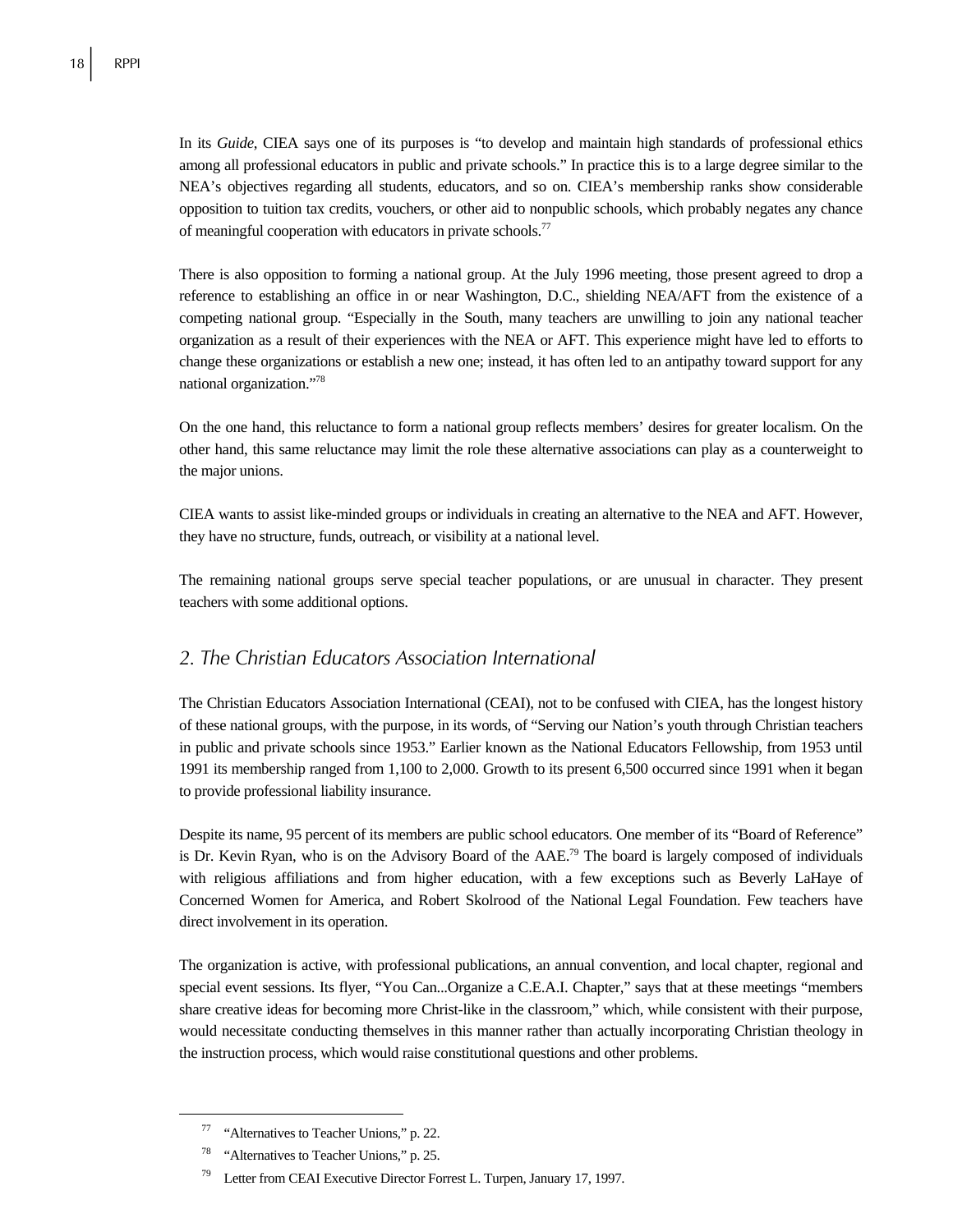In its *Guide*, CIEA says one of its purposes is "to develop and maintain high standards of professional ethics among all professional educators in public and private schools." In practice this is to a large degree similar to the NEA's objectives regarding all students, educators, and so on. CIEA's membership ranks show considerable opposition to tuition tax credits, vouchers, or other aid to nonpublic schools, which probably negates any chance of meaningful cooperation with educators in private schools.[77]

There is also opposition to forming a national group. At the July 1996 meeting, those present agreed to drop a reference to establishing an office in or near Washington, D.C., shielding NEA/AFT from the existence of a competing national group. "Especially in the South, many teachers are unwilling to join any national teacher organization as a result of their experiences with the NEA or AFT. This experience might have led to efforts to change these organizations or establish a new one; instead, it has often led to an antipathy toward support for any national organization."[78]

On the one hand, this reluctance to form a national group reflects members' desires for greater localism. On the other hand, this same reluctance may limit the role these alternative associations can play as a counterweight to the major unions.

CIEA wants to assist like-minded groups or individuals in creating an alternative to the NEA and AFT. However, they have no structure, funds, outreach, or visibility at a national level.

The remaining national groups serve special teacher populations, or are unusual in character. They present teachers with some additional options.

## *2. The Christian Educators Association International*

The Christian Educators Association International (CEAI), not to be confused with CIEA, has the longest history of these national groups, with the purpose, in its words, of "Serving our Nation's youth through Christian teachers in public and private schools since 1953." Earlier known as the National Educators Fellowship, from 1953 until 1991 its membership ranged from 1,100 to 2,000. Growth to its present 6,500 occurred since 1991 when it began to provide professional liability insurance.

Despite its name, 95 percent of its members are public school educators. One member of its "Board of Reference" is Dr. Kevin Ryan, who is on the Advisory Board of the AAE.[79] The board is largely composed of individuals with religious affiliations and from higher education, with a few exceptions such as Beverly LaHaye of Concerned Women for America, and Robert Skolrood of the National Legal Foundation. Few teachers have direct involvement in its operation.

The organization is active, with professional publications, an annual convention, and local chapter, regional and special event sessions. Its flyer, "You Can...Organize a C.E.A.I. Chapter," says that at these meetings "members share creative ideas for becoming more Christ-like in the classroom," which, while consistent with their purpose, would necessitate conducting themselves in this manner rather than actually incorporating Christian theology in the instruction process, which would raise constitutional questions and other problems.

---

[77] "Alternatives to Teacher Unions," p. 22.

[78] "Alternatives to Teacher Unions," p. 25.

[79] Letter from CEAI Executive Director Forrest L. Turpen, January 17, 1997.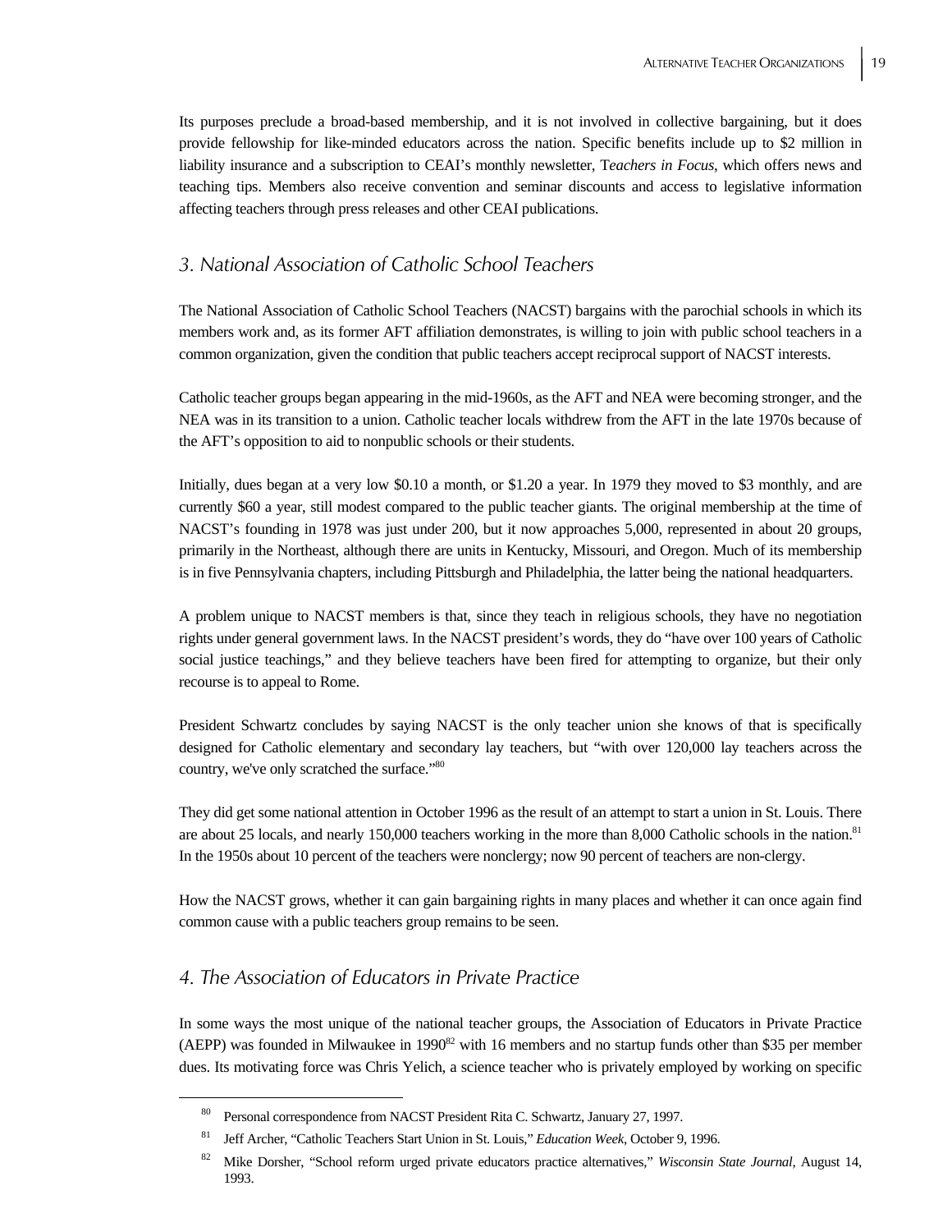Its purposes preclude a broad-based membership, and it is not involved in collective bargaining, but it does provide fellowship for like-minded educators across the nation. Specific benefits include up to $2 million in liability insurance and a subscription to CEAI's monthly newsletter, T*eachers in Focus*, which offers news and teaching tips. Members also receive convention and seminar discounts and access to legislative information affecting teachers through press releases and other CEAI publications.

### 3. National Association of Catholic School Teachers

The National Association of Catholic School Teachers (NACST) bargains with the parochial schools in which its members work and, as its former AFT affiliation demonstrates, is willing to join with public school teachers in a common organization, given the condition that public teachers accept reciprocal support of NACST interests.

Catholic teacher groups began appearing in the mid-1960s, as the AFT and NEA were becoming stronger, and the NEA was in its transition to a union. Catholic teacher locals withdrew from the AFT in the late 1970s because of the AFT's opposition to aid to nonpublic schools or their students.

Initially, dues began at a very low $0.10 a month, or $1.20 a year. In 1979 they moved to $3 monthly, and are currently $60 a year, still modest compared to the public teacher giants. The original membership at the time of NACST's founding in 1978 was just under 200, but it now approaches 5,000, represented in about 20 groups, primarily in the Northeast, although there are units in Kentucky, Missouri, and Oregon. Much of its membership is in five Pennsylvania chapters, including Pittsburgh and Philadelphia, the latter being the national headquarters.

A problem unique to NACST members is that, since they teach in religious schools, they have no negotiation rights under general government laws. In the NACST president's words, they do "have over 100 years of Catholic social justice teachings," and they believe teachers have been fired for attempting to organize, but their only recourse is to appeal to Rome.

President Schwartz concludes by saying NACST is the only teacher union she knows of that is specifically designed for Catholic elementary and secondary lay teachers, but "with over 120,000 lay teachers across the country, we've only scratched the surface."[80]

They did get some national attention in October 1996 as the result of an attempt to start a union in St. Louis. There are about 25 locals, and nearly 150,000 teachers working in the more than 8,000 Catholic schools in the nation.[81] In the 1950s about 10 percent of the teachers were nonclergy; now 90 percent of teachers are non-clergy.

How the NACST grows, whether it can gain bargaining rights in many places and whether it can once again find common cause with a public teachers group remains to be seen.

### 4. The Association of Educators in Private Practice

In some ways the most unique of the national teacher groups, the Association of Educators in Private Practice (AEPP) was founded in Milwaukee in 1990[82] with 16 members and no startup funds other than $35 per member dues. Its motivating force was Chris Yelich, a science teacher who is privately employed by working on specific

---

[80] Personal correspondence from NACST President Rita C. Schwartz, January 27, 1997.

[81] Jeff Archer, "Catholic Teachers Start Union in St. Louis," *Education Week*, October 9, 1996.

[82] Mike Dorsher, "School reform urged private educators practice alternatives," *Wisconsin State Journal*, August 14, 1993.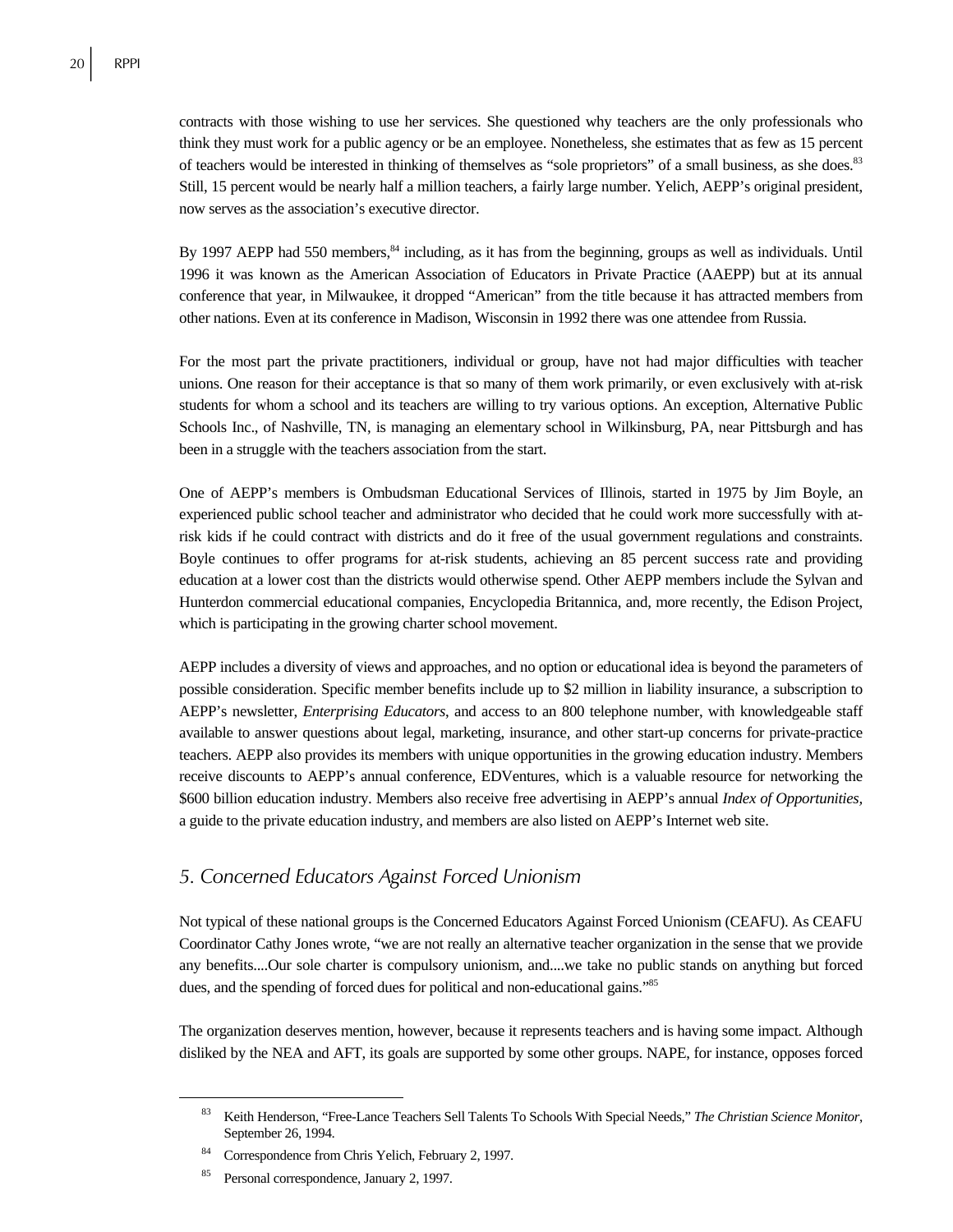contracts with those wishing to use her services. She questioned why teachers are the only professionals who think they must work for a public agency or be an employee. Nonetheless, she estimates that as few as 15 percent of teachers would be interested in thinking of themselves as "sole proprietors" of a small business, as she does.[83] Still, 15 percent would be nearly half a million teachers, a fairly large number. Yelich, AEPP's original president, now serves as the association's executive director.

By 1997 AEPP had 550 members,[84] including, as it has from the beginning, groups as well as individuals. Until 1996 it was known as the American Association of Educators in Private Practice (AAEPP) but at its annual conference that year, in Milwaukee, it dropped "American" from the title because it has attracted members from other nations. Even at its conference in Madison, Wisconsin in 1992 there was one attendee from Russia.

For the most part the private practitioners, individual or group, have not had major difficulties with teacher unions. One reason for their acceptance is that so many of them work primarily, or even exclusively with at-risk students for whom a school and its teachers are willing to try various options. An exception, Alternative Public Schools Inc., of Nashville, TN, is managing an elementary school in Wilkinsburg, PA, near Pittsburgh and has been in a struggle with the teachers association from the start.

One of AEPP's members is Ombudsman Educational Services of Illinois, started in 1975 by Jim Boyle, an experienced public school teacher and administrator who decided that he could work more successfully with at-risk kids if he could contract with districts and do it free of the usual government regulations and constraints. Boyle continues to offer programs for at-risk students, achieving an 85 percent success rate and providing education at a lower cost than the districts would otherwise spend. Other AEPP members include the Sylvan and Hunterdon commercial educational companies, Encyclopedia Britannica, and, more recently, the Edison Project, which is participating in the growing charter school movement.

AEPP includes a diversity of views and approaches, and no option or educational idea is beyond the parameters of possible consideration. Specific member benefits include up to $2 million in liability insurance, a subscription to AEPP's newsletter, *Enterprising Educators*, and access to an 800 telephone number, with knowledgeable staff available to answer questions about legal, marketing, insurance, and other start-up concerns for private-practice teachers. AEPP also provides its members with unique opportunities in the growing education industry. Members receive discounts to AEPP's annual conference, EDVentures, which is a valuable resource for networking the $600 billion education industry. Members also receive free advertising in AEPP's annual *Index of Opportunities*, a guide to the private education industry, and members are also listed on AEPP's Internet web site.

## 5. Concerned Educators Against Forced Unionism

Not typical of these national groups is the Concerned Educators Against Forced Unionism (CEAFU). As CEAFU Coordinator Cathy Jones wrote, "we are not really an alternative teacher organization in the sense that we provide any benefits....Our sole charter is compulsory unionism, and....we take no public stands on anything but forced dues, and the spending of forced dues for political and non-educational gains."[85]

The organization deserves mention, however, because it represents teachers and is having some impact. Although disliked by the NEA and AFT, its goals are supported by some other groups. NAPE, for instance, opposes forced

---

[83] Keith Henderson, "Free-Lance Teachers Sell Talents To Schools With Special Needs," *The Christian Science Monitor*, September 26, 1994.

[84] Correspondence from Chris Yelich, February 2, 1997.

[85] Personal correspondence, January 2, 1997.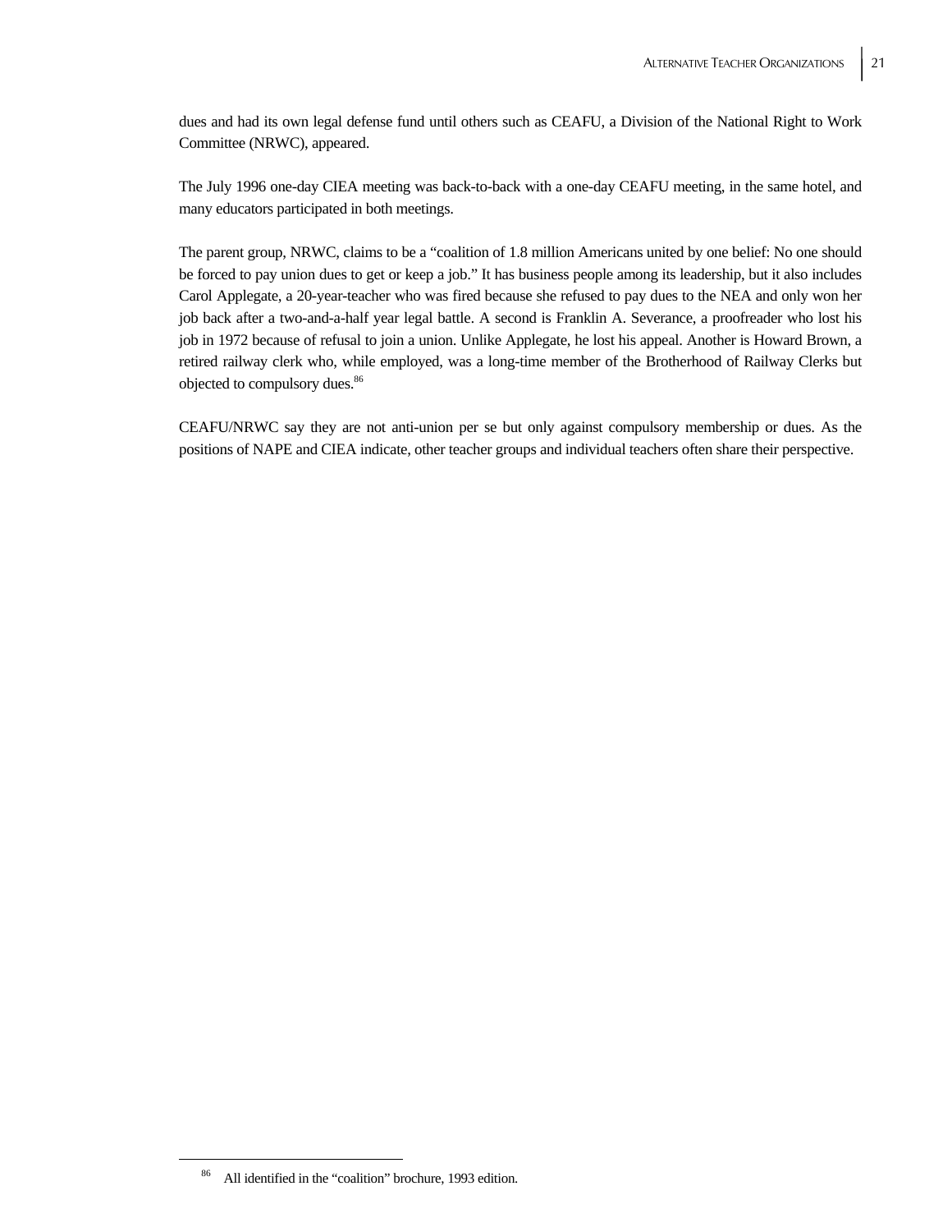dues and had its own legal defense fund until others such as CEAFU, a Division of the National Right to Work Committee (NRWC), appeared.

The July 1996 one-day CIEA meeting was back-to-back with a one-day CEAFU meeting, in the same hotel, and many educators participated in both meetings.

The parent group, NRWC, claims to be a "coalition of 1.8 million Americans united by one belief: No one should be forced to pay union dues to get or keep a job." It has business people among its leadership, but it also includes Carol Applegate, a 20-year-teacher who was fired because she refused to pay dues to the NEA and only won her job back after a two-and-a-half year legal battle. A second is Franklin A. Severance, a proofreader who lost his job in 1972 because of refusal to join a union. Unlike Applegate, he lost his appeal. Another is Howard Brown, a retired railway clerk who, while employed, was a long-time member of the Brotherhood of Railway Clerks but objected to compulsory dues.[86]

CEAFU/NRWC say they are not anti-union per se but only against compulsory membership or dues. As the positions of NAPE and CIEA indicate, other teacher groups and individual teachers often share their perspective.

---

[86] All identified in the "coalition" brochure, 1993 edition.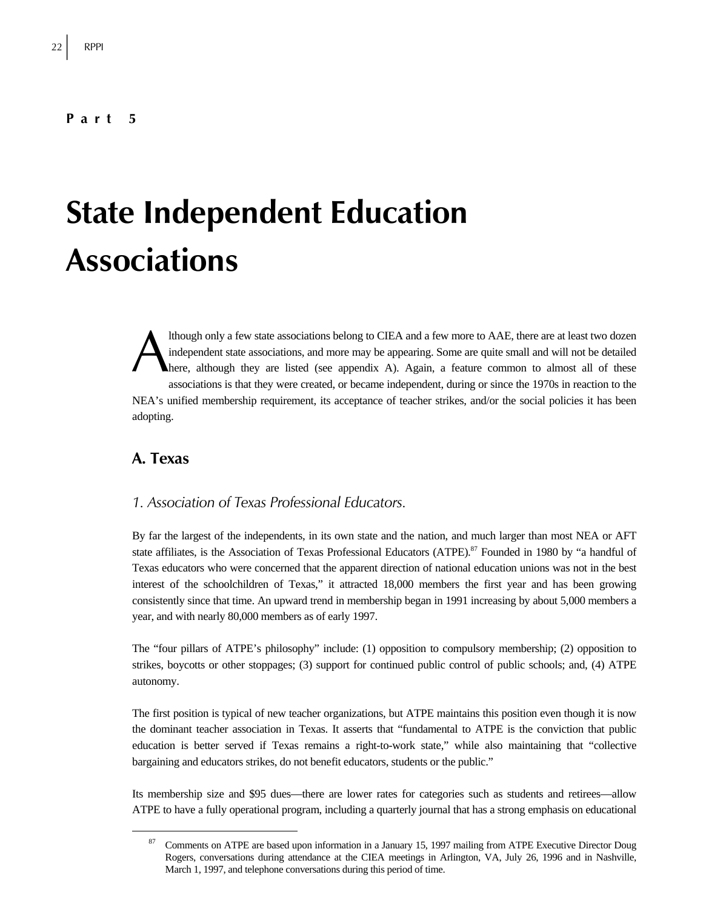**Part 5**

# State Independent Education Associations

Although only a few state associations belong to CIEA and a few more to AAE, there are at least two dozen independent state associations, and more may be appearing. Some are quite small and will not be detailed here, although they are listed (see appendix A). Again, a feature common to almost all of these associations is that they were created, or became independent, during or since the 1970s in reaction to the NEA's unified membership requirement, its acceptance of teacher strikes, and/or the social policies it has been adopting.

## A. Texas

### *1. Association of Texas Professional Educators.*

By far the largest of the independents, in its own state and the nation, and much larger than most NEA or AFT state affiliates, is the Association of Texas Professional Educators (ATPE).[87] Founded in 1980 by "a handful of Texas educators who were concerned that the apparent direction of national education unions was not in the best interest of the schoolchildren of Texas," it attracted 18,000 members the first year and has been growing consistently since that time. An upward trend in membership began in 1991 increasing by about 5,000 members a year, and with nearly 80,000 members as of early 1997.

The "four pillars of ATPE's philosophy" include: (1) opposition to compulsory membership; (2) opposition to strikes, boycotts or other stoppages; (3) support for continued public control of public schools; and, (4) ATPE autonomy.

The first position is typical of new teacher organizations, but ATPE maintains this position even though it is now the dominant teacher association in Texas. It asserts that "fundamental to ATPE is the conviction that public education is better served if Texas remains a right-to-work state," while also maintaining that "collective bargaining and educators strikes, do not benefit educators, students or the public."

Its membership size and $95 dues—there are lower rates for categories such as students and retirees—allow ATPE to have a fully operational program, including a quarterly journal that has a strong emphasis on educational

---

[87] Comments on ATPE are based upon information in a January 15, 1997 mailing from ATPE Executive Director Doug Rogers, conversations during attendance at the CIEA meetings in Arlington, VA, July 26, 1996 and in Nashville, March 1, 1997, and telephone conversations during this period of time.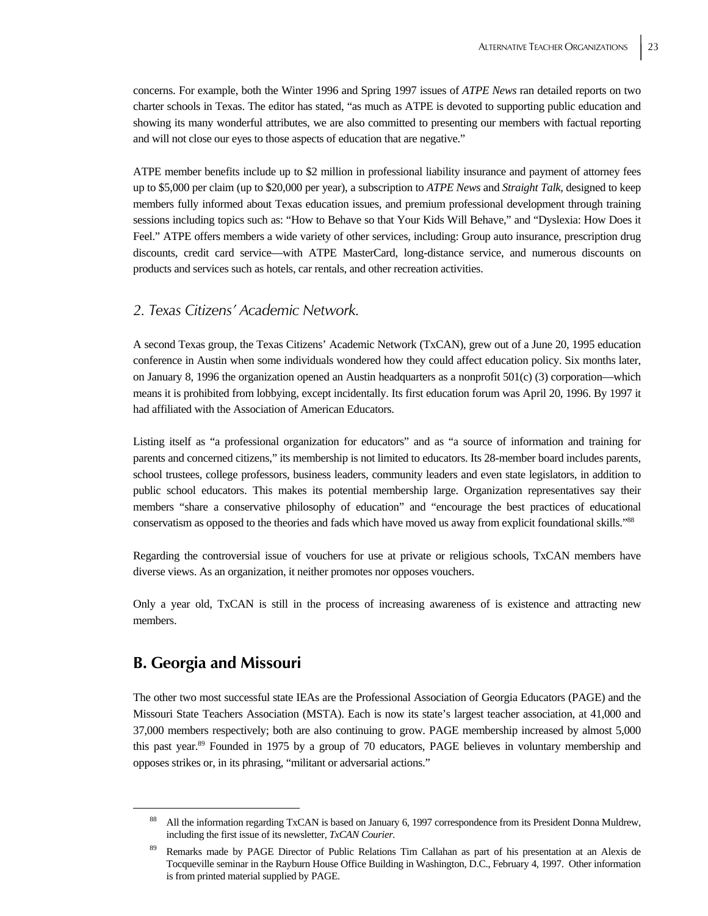concerns. For example, both the Winter 1996 and Spring 1997 issues of *ATPE News* ran detailed reports on two charter schools in Texas. The editor has stated, "as much as ATPE is devoted to supporting public education and showing its many wonderful attributes, we are also committed to presenting our members with factual reporting and will not close our eyes to those aspects of education that are negative."

ATPE member benefits include up to $2 million in professional liability insurance and payment of attorney fees up to $5,000 per claim (up to $20,000 per year), a subscription to *ATPE News* and *Straight Talk*, designed to keep members fully informed about Texas education issues, and premium professional development through training sessions including topics such as: "How to Behave so that Your Kids Will Behave," and "Dyslexia: How Does it Feel." ATPE offers members a wide variety of other services, including: Group auto insurance, prescription drug discounts, credit card service—with ATPE MasterCard, long-distance service, and numerous discounts on products and services such as hotels, car rentals, and other recreation activities.

### *2. Texas Citizens' Academic Network.*

A second Texas group, the Texas Citizens' Academic Network (TxCAN), grew out of a June 20, 1995 education conference in Austin when some individuals wondered how they could affect education policy. Six months later, on January 8, 1996 the organization opened an Austin headquarters as a nonprofit 501(c) (3) corporation—which means it is prohibited from lobbying, except incidentally. Its first education forum was April 20, 1996. By 1997 it had affiliated with the Association of American Educators.

Listing itself as "a professional organization for educators" and as "a source of information and training for parents and concerned citizens," its membership is not limited to educators. Its 28-member board includes parents, school trustees, college professors, business leaders, community leaders and even state legislators, in addition to public school educators. This makes its potential membership large. Organization representatives say their members "share a conservative philosophy of education" and "encourage the best practices of educational conservatism as opposed to the theories and fads which have moved us away from explicit foundational skills."[88]

Regarding the controversial issue of vouchers for use at private or religious schools, TxCAN members have diverse views. As an organization, it neither promotes nor opposes vouchers.

Only a year old, TxCAN is still in the process of increasing awareness of is existence and attracting new members.

## B. Georgia and Missouri

The other two most successful state IEAs are the Professional Association of Georgia Educators (PAGE) and the Missouri State Teachers Association (MSTA). Each is now its state's largest teacher association, at 41,000 and 37,000 members respectively; both are also continuing to grow. PAGE membership increased by almost 5,000 this past year.[89] Founded in 1975 by a group of 70 educators, PAGE believes in voluntary membership and opposes strikes or, in its phrasing, "militant or adversarial actions."

---

[88] All the information regarding TxCAN is based on January 6, 1997 correspondence from its President Donna Muldrew, including the first issue of its newsletter, *TxCAN Courier.*

[89] Remarks made by PAGE Director of Public Relations Tim Callahan as part of his presentation at an Alexis de Tocqueville seminar in the Rayburn House Office Building in Washington, D.C., February 4, 1997. Other information is from printed material supplied by PAGE.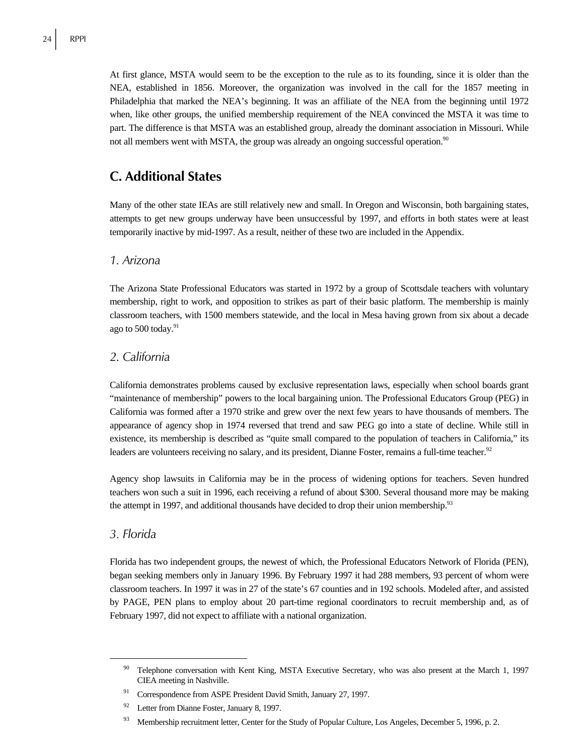At first glance, MSTA would seem to be the exception to the rule as to its founding, since it is older than the NEA, established in 1856. Moreover, the organization was involved in the call for the 1857 meeting in Philadelphia that marked the NEA's beginning. It was an affiliate of the NEA from the beginning until 1972 when, like other groups, the unified membership requirement of the NEA convinced the MSTA it was time to part. The difference is that MSTA was an established group, already the dominant association in Missouri. While not all members went with MSTA, the group was already an ongoing successful operation.[90]

## C. Additional States

Many of the other state IEAs are still relatively new and small. In Oregon and Wisconsin, both bargaining states, attempts to get new groups underway have been unsuccessful by 1997, and efforts in both states were at least temporarily inactive by mid-1997. As a result, neither of these two are included in the Appendix.

### *1. Arizona*

The Arizona State Professional Educators was started in 1972 by a group of Scottsdale teachers with voluntary membership, right to work, and opposition to strikes as part of their basic platform. The membership is mainly classroom teachers, with 1500 members statewide, and the local in Mesa having grown from six about a decade ago to 500 today.[91]

### *2. California*

California demonstrates problems caused by exclusive representation laws, especially when school boards grant "maintenance of membership" powers to the local bargaining union. The Professional Educators Group (PEG) in California was formed after a 1970 strike and grew over the next few years to have thousands of members. The appearance of agency shop in 1974 reversed that trend and saw PEG go into a state of decline. While still in existence, its membership is described as "quite small compared to the population of teachers in California," its leaders are volunteers receiving no salary, and its president, Dianne Foster, remains a full-time teacher.[92]

Agency shop lawsuits in California may be in the process of widening options for teachers. Seven hundred teachers won such a suit in 1996, each receiving a refund of about $300. Several thousand more may be making the attempt in 1997, and additional thousands have decided to drop their union membership.[93]

### *3. Florida*

Florida has two independent groups, the newest of which, the Professional Educators Network of Florida (PEN), began seeking members only in January 1996. By February 1997 it had 288 members, 93 percent of whom were classroom teachers. In 1997 it was in 27 of the state's 67 counties and in 192 schools. Modeled after, and assisted by PAGE, PEN plans to employ about 20 part-time regional coordinators to recruit membership and, as of February 1997, did not expect to affiliate with a national organization.

---

[90] Telephone conversation with Kent King, MSTA Executive Secretary, who was also present at the March 1, 1997 CIEA meeting in Nashville.

[91] Correspondence from ASPE President David Smith, January 27, 1997.

[92] Letter from Dianne Foster, January 8, 1997.

[93] Membership recruitment letter, Center for the Study of Popular Culture, Los Angeles, December 5, 1996, p. 2.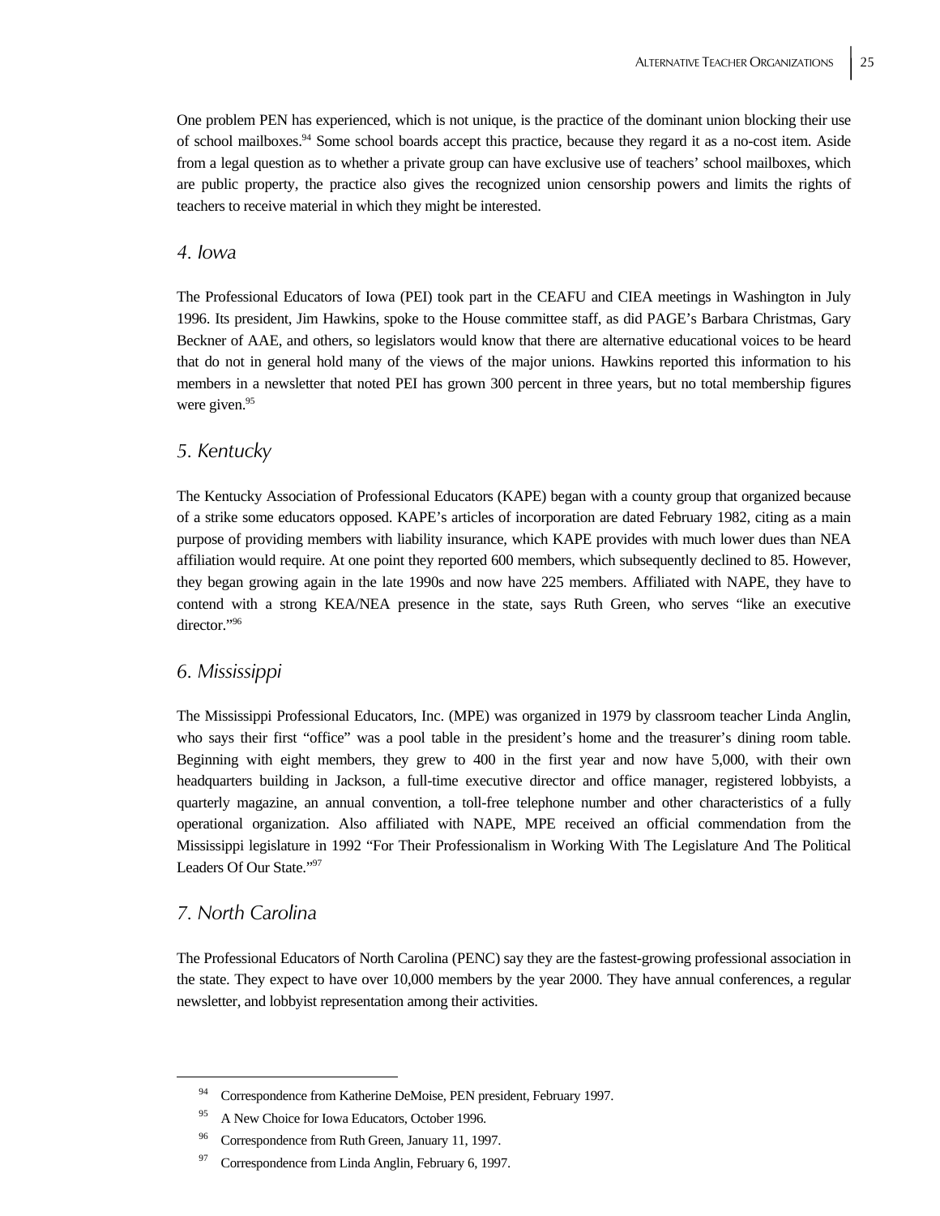One problem PEN has experienced, which is not unique, is the practice of the dominant union blocking their use of school mailboxes.[94] Some school boards accept this practice, because they regard it as a no-cost item. Aside from a legal question as to whether a private group can have exclusive use of teachers' school mailboxes, which are public property, the practice also gives the recognized union censorship powers and limits the rights of teachers to receive material in which they might be interested.

### *4. Iowa*

The Professional Educators of Iowa (PEI) took part in the CEAFU and CIEA meetings in Washington in July 1996. Its president, Jim Hawkins, spoke to the House committee staff, as did PAGE's Barbara Christmas, Gary Beckner of AAE, and others, so legislators would know that there are alternative educational voices to be heard that do not in general hold many of the views of the major unions. Hawkins reported this information to his members in a newsletter that noted PEI has grown 300 percent in three years, but no total membership figures were given.[95]

### *5. Kentucky*

The Kentucky Association of Professional Educators (KAPE) began with a county group that organized because of a strike some educators opposed. KAPE's articles of incorporation are dated February 1982, citing as a main purpose of providing members with liability insurance, which KAPE provides with much lower dues than NEA affiliation would require. At one point they reported 600 members, which subsequently declined to 85. However, they began growing again in the late 1990s and now have 225 members. Affiliated with NAPE, they have to contend with a strong KEA/NEA presence in the state, says Ruth Green, who serves "like an executive director."[96]

### *6. Mississippi*

The Mississippi Professional Educators, Inc. (MPE) was organized in 1979 by classroom teacher Linda Anglin, who says their first "office" was a pool table in the president's home and the treasurer's dining room table. Beginning with eight members, they grew to 400 in the first year and now have 5,000, with their own headquarters building in Jackson, a full-time executive director and office manager, registered lobbyists, a quarterly magazine, an annual convention, a toll-free telephone number and other characteristics of a fully operational organization. Also affiliated with NAPE, MPE received an official commendation from the Mississippi legislature in 1992 "For Their Professionalism in Working With The Legislature And The Political Leaders Of Our State."[97]

### *7. North Carolina*

The Professional Educators of North Carolina (PENC) say they are the fastest-growing professional association in the state. They expect to have over 10,000 members by the year 2000. They have annual conferences, a regular newsletter, and lobbyist representation among their activities.

---

[94] Correspondence from Katherine DeMoise, PEN president, February 1997.

[95] A New Choice for Iowa Educators, October 1996.

[96] Correspondence from Ruth Green, January 11, 1997.

[97] Correspondence from Linda Anglin, February 6, 1997.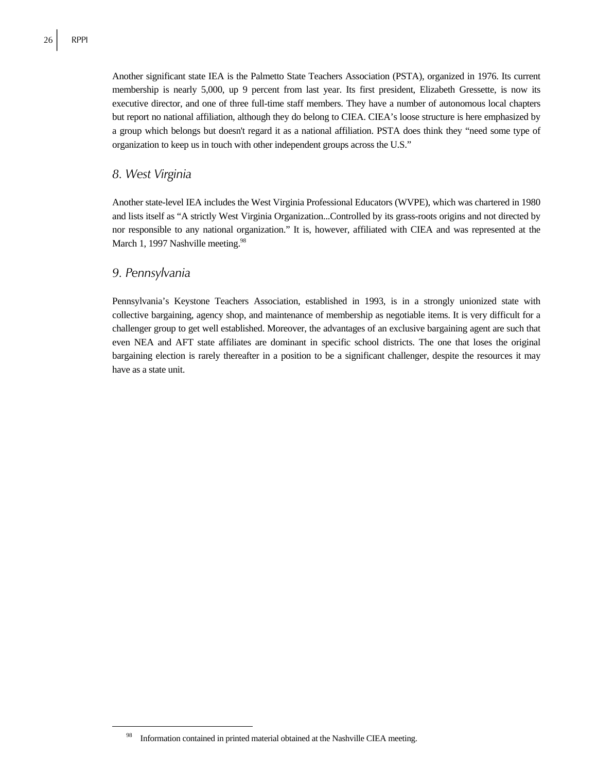Another significant state IEA is the Palmetto State Teachers Association (PSTA), organized in 1976. Its current membership is nearly 5,000, up 9 percent from last year. Its first president, Elizabeth Gressette, is now its executive director, and one of three full-time staff members. They have a number of autonomous local chapters but report no national affiliation, although they do belong to CIEA. CIEA's loose structure is here emphasized by a group which belongs but doesn't regard it as a national affiliation. PSTA does think they "need some type of organization to keep us in touch with other independent groups across the U.S."

### *8. West Virginia*

Another state-level IEA includes the West Virginia Professional Educators (WVPE), which was chartered in 1980 and lists itself as "A strictly West Virginia Organization...Controlled by its grass-roots origins and not directed by nor responsible to any national organization." It is, however, affiliated with CIEA and was represented at the March 1, 1997 Nashville meeting.[98]

### *9. Pennsylvania*

Pennsylvania's Keystone Teachers Association, established in 1993, is in a strongly unionized state with collective bargaining, agency shop, and maintenance of membership as negotiable items. It is very difficult for a challenger group to get well established. Moreover, the advantages of an exclusive bargaining agent are such that even NEA and AFT state affiliates are dominant in specific school districts. The one that loses the original bargaining election is rarely thereafter in a position to be a significant challenger, despite the resources it may have as a state unit.

---

[98] Information contained in printed material obtained at the Nashville CIEA meeting.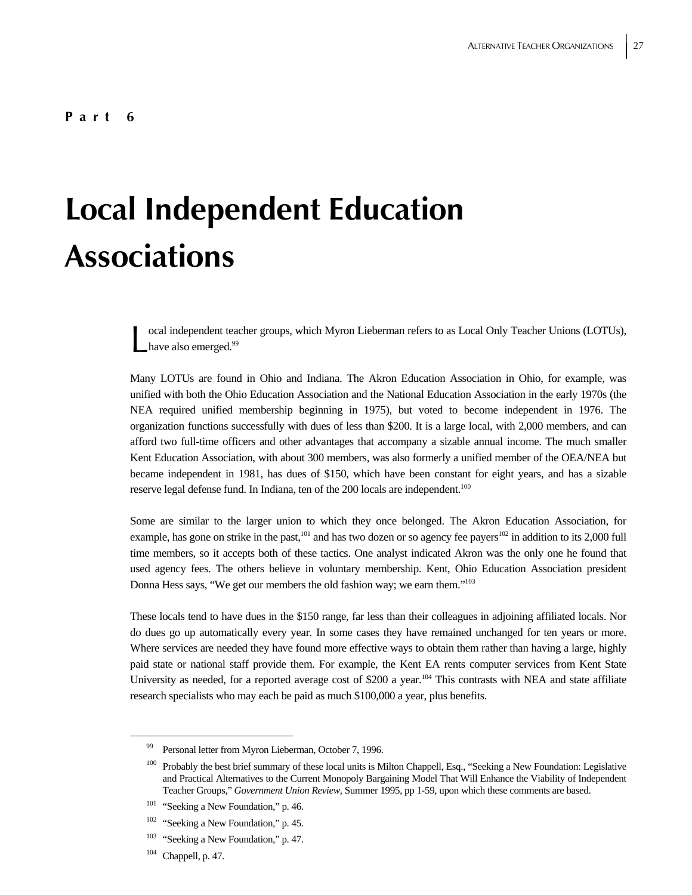**Part 6**

# Local Independent Education Associations

Local independent teacher groups, which Myron Lieberman refers to as Local Only Teacher Unions (LOTUs), have also emerged.[99]

Many LOTUs are found in Ohio and Indiana. The Akron Education Association in Ohio, for example, was unified with both the Ohio Education Association and the National Education Association in the early 1970s (the NEA required unified membership beginning in 1975), but voted to become independent in 1976. The organization functions successfully with dues of less than $200. It is a large local, with 2,000 members, and can afford two full-time officers and other advantages that accompany a sizable annual income. The much smaller Kent Education Association, with about 300 members, was also formerly a unified member of the OEA/NEA but became independent in 1981, has dues of $150, which have been constant for eight years, and has a sizable reserve legal defense fund. In Indiana, ten of the 200 locals are independent.[100]

Some are similar to the larger union to which they once belonged. The Akron Education Association, for example, has gone on strike in the past,[101] and has two dozen or so agency fee payers[102] in addition to its 2,000 full time members, so it accepts both of these tactics. One analyst indicated Akron was the only one he found that used agency fees. The others believe in voluntary membership. Kent, Ohio Education Association president Donna Hess says, "We get our members the old fashion way; we earn them."[103]

These locals tend to have dues in the $150 range, far less than their colleagues in adjoining affiliated locals. Nor do dues go up automatically every year. In some cases they have remained unchanged for ten years or more. Where services are needed they have found more effective ways to obtain them rather than having a large, highly paid state or national staff provide them. For example, the Kent EA rents computer services from Kent State University as needed, for a reported average cost of $200 a year.[104] This contrasts with NEA and state affiliate research specialists who may each be paid as much $100,000 a year, plus benefits.

---

[99] Personal letter from Myron Lieberman, October 7, 1996.

[100] Probably the best brief summary of these local units is Milton Chappell, Esq., "Seeking a New Foundation: Legislative and Practical Alternatives to the Current Monopoly Bargaining Model That Will Enhance the Viability of Independent Teacher Groups," *Government Union Review*, Summer 1995, pp 1-59, upon which these comments are based.

[101] "Seeking a New Foundation," p. 46.

[102] "Seeking a New Foundation," p. 45.

[103] "Seeking a New Foundation," p. 47.

[104] Chappell, p. 47.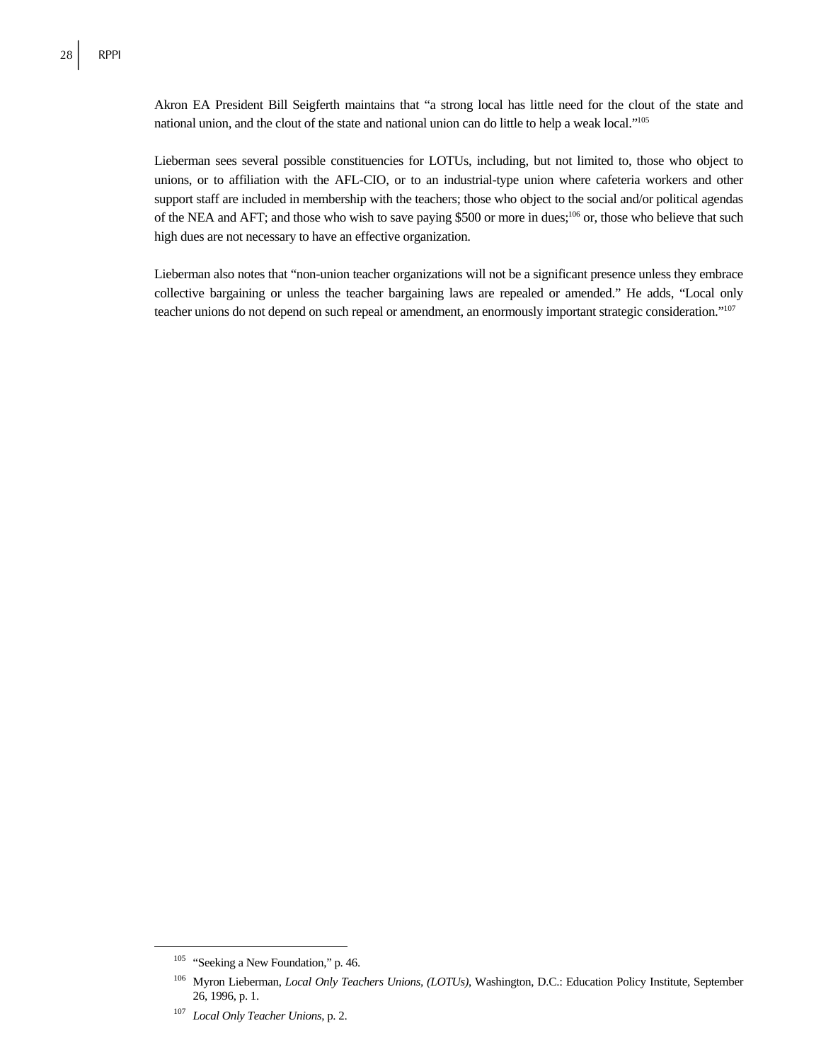Akron EA President Bill Seigferth maintains that "a strong local has little need for the clout of the state and national union, and the clout of the state and national union can do little to help a weak local."[105]

Lieberman sees several possible constituencies for LOTUs, including, but not limited to, those who object to unions, or to affiliation with the AFL-CIO, or to an industrial-type union where cafeteria workers and other support staff are included in membership with the teachers; those who object to the social and/or political agendas of the NEA and AFT; and those who wish to save paying $500 or more in dues;[106] or, those who believe that such high dues are not necessary to have an effective organization.

Lieberman also notes that "non-union teacher organizations will not be a significant presence unless they embrace collective bargaining or unless the teacher bargaining laws are repealed or amended." He adds, "Local only teacher unions do not depend on such repeal or amendment, an enormously important strategic consideration."[107]

---

[105] "Seeking a New Foundation," p. 46.

[106] Myron Lieberman, *Local Only Teachers Unions, (LOTUs)*, Washington, D.C.: Education Policy Institute, September 26, 1996, p. 1.

[107] *Local Only Teacher Unions*, p. 2.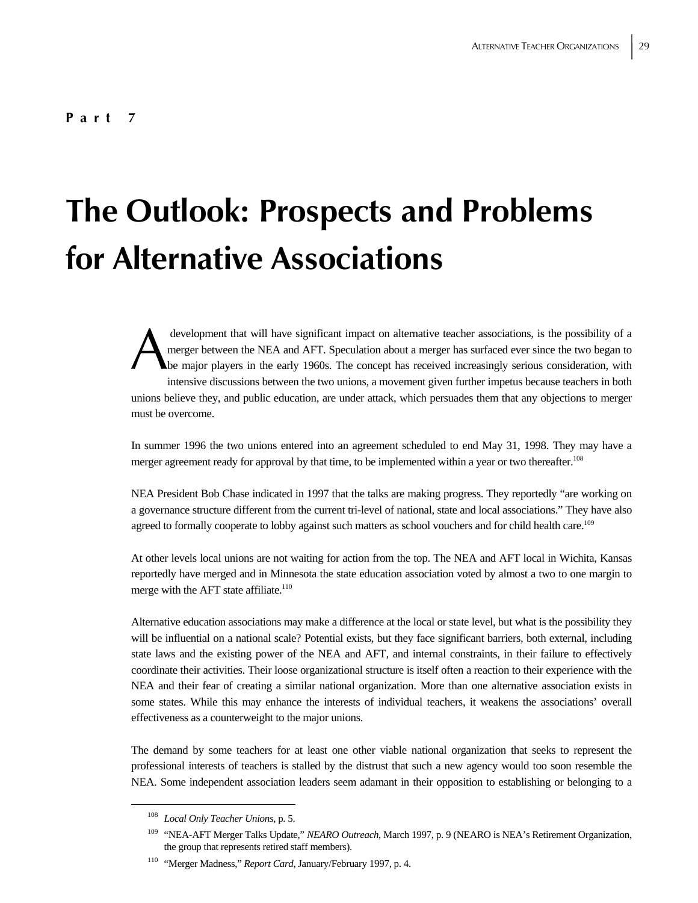**Part 7**

# The Outlook: Prospects and Problems for Alternative Associations

A development that will have significant impact on alternative teacher associations, is the possibility of a merger between the NEA and AFT. Speculation about a merger has surfaced ever since the two began to be major players in the early 1960s. The concept has received increasingly serious consideration, with intensive discussions between the two unions, a movement given further impetus because teachers in both unions believe they, and public education, are under attack, which persuades them that any objections to merger must be overcome.

In summer 1996 the two unions entered into an agreement scheduled to end May 31, 1998. They may have a merger agreement ready for approval by that time, to be implemented within a year or two thereafter.[108]

NEA President Bob Chase indicated in 1997 that the talks are making progress. They reportedly "are working on a governance structure different from the current tri-level of national, state and local associations." They have also agreed to formally cooperate to lobby against such matters as school vouchers and for child health care.[109]

At other levels local unions are not waiting for action from the top. The NEA and AFT local in Wichita, Kansas reportedly have merged and in Minnesota the state education association voted by almost a two to one margin to merge with the AFT state affiliate.[110]

Alternative education associations may make a difference at the local or state level, but what is the possibility they will be influential on a national scale? Potential exists, but they face significant barriers, both external, including state laws and the existing power of the NEA and AFT, and internal constraints, in their failure to effectively coordinate their activities. Their loose organizational structure is itself often a reaction to their experience with the NEA and their fear of creating a similar national organization. More than one alternative association exists in some states. While this may enhance the interests of individual teachers, it weakens the associations' overall effectiveness as a counterweight to the major unions.

The demand by some teachers for at least one other viable national organization that seeks to represent the professional interests of teachers is stalled by the distrust that such a new agency would too soon resemble the NEA. Some independent association leaders seem adamant in their opposition to establishing or belonging to a

---

[108] *Local Only Teacher Unions*, p. 5.

[109] "NEA-AFT Merger Talks Update," *NEARO Outreach*, March 1997, p. 9 (NEARO is NEA's Retirement Organization, the group that represents retired staff members).

[110] "Merger Madness," *Report Card*, January/February 1997, p. 4.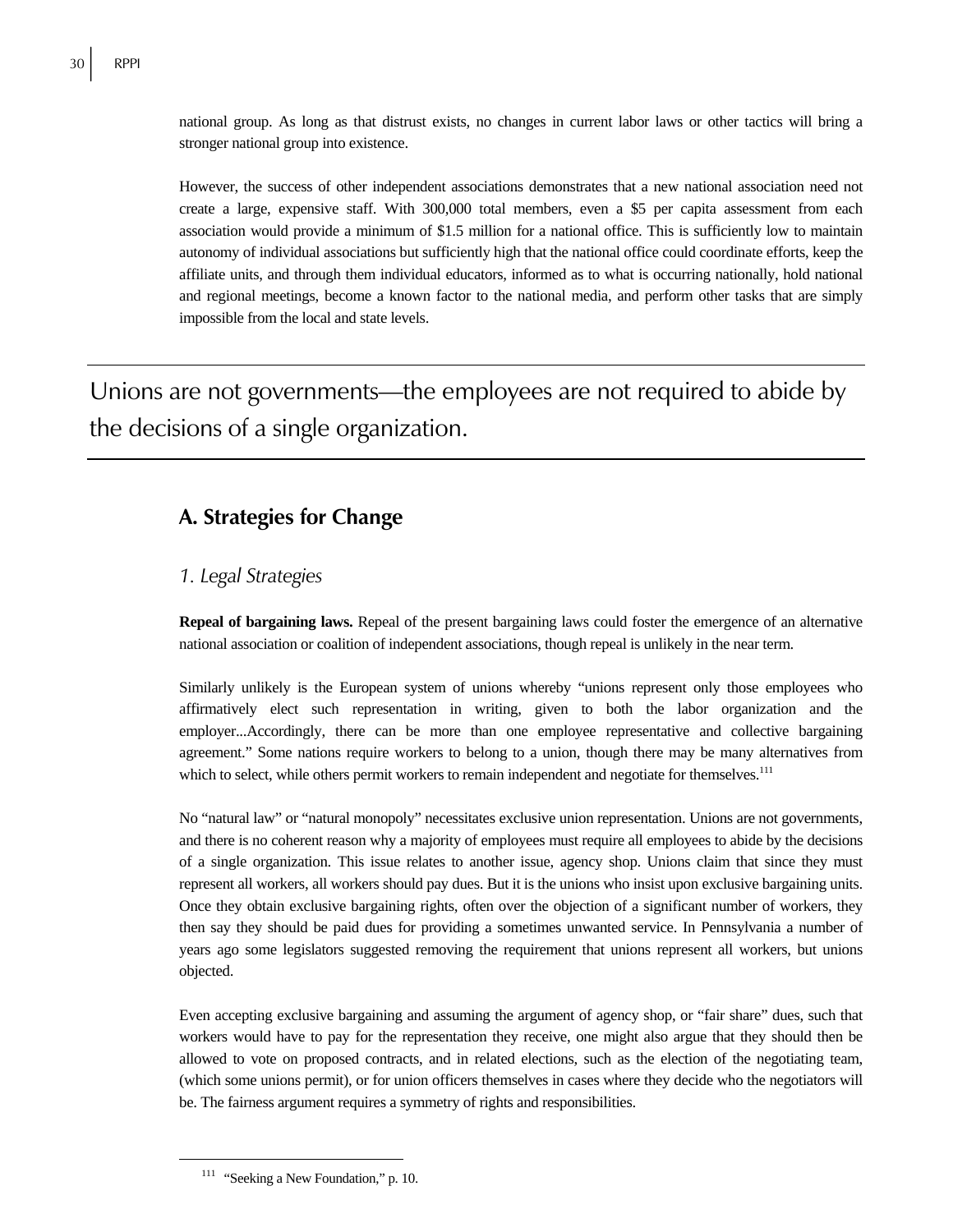national group. As long as that distrust exists, no changes in current labor laws or other tactics will bring a stronger national group into existence.

However, the success of other independent associations demonstrates that a new national association need not create a large, expensive staff. With 300,000 total members, even a $5 per capita assessment from each association would provide a minimum of $1.5 million for a national office. This is sufficiently low to maintain autonomy of individual associations but sufficiently high that the national office could coordinate efforts, keep the affiliate units, and through them individual educators, informed as to what is occurring nationally, hold national and regional meetings, become a known factor to the national media, and perform other tasks that are simply impossible from the local and state levels.

> Unions are not governments—the employees are not required to abide by the decisions of a single organization.

## A. Strategies for Change

### *1. Legal Strategies*

**Repeal of bargaining laws.** Repeal of the present bargaining laws could foster the emergence of an alternative national association or coalition of independent associations, though repeal is unlikely in the near term.

Similarly unlikely is the European system of unions whereby "unions represent only those employees who affirmatively elect such representation in writing, given to both the labor organization and the employer...Accordingly, there can be more than one employee representative and collective bargaining agreement." Some nations require workers to belong to a union, though there may be many alternatives from which to select, while others permit workers to remain independent and negotiate for themselves.[111]

No "natural law" or "natural monopoly" necessitates exclusive union representation. Unions are not governments, and there is no coherent reason why a majority of employees must require all employees to abide by the decisions of a single organization. This issue relates to another issue, agency shop. Unions claim that since they must represent all workers, all workers should pay dues. But it is the unions who insist upon exclusive bargaining units. Once they obtain exclusive bargaining rights, often over the objection of a significant number of workers, they then say they should be paid dues for providing a sometimes unwanted service. In Pennsylvania a number of years ago some legislators suggested removing the requirement that unions represent all workers, but unions objected.

Even accepting exclusive bargaining and assuming the argument of agency shop, or "fair share" dues, such that workers would have to pay for the representation they receive, one might also argue that they should then be allowed to vote on proposed contracts, and in related elections, such as the election of the negotiating team, (which some unions permit), or for union officers themselves in cases where they decide who the negotiators will be. The fairness argument requires a symmetry of rights and responsibilities.

---

[111] "Seeking a New Foundation," p. 10.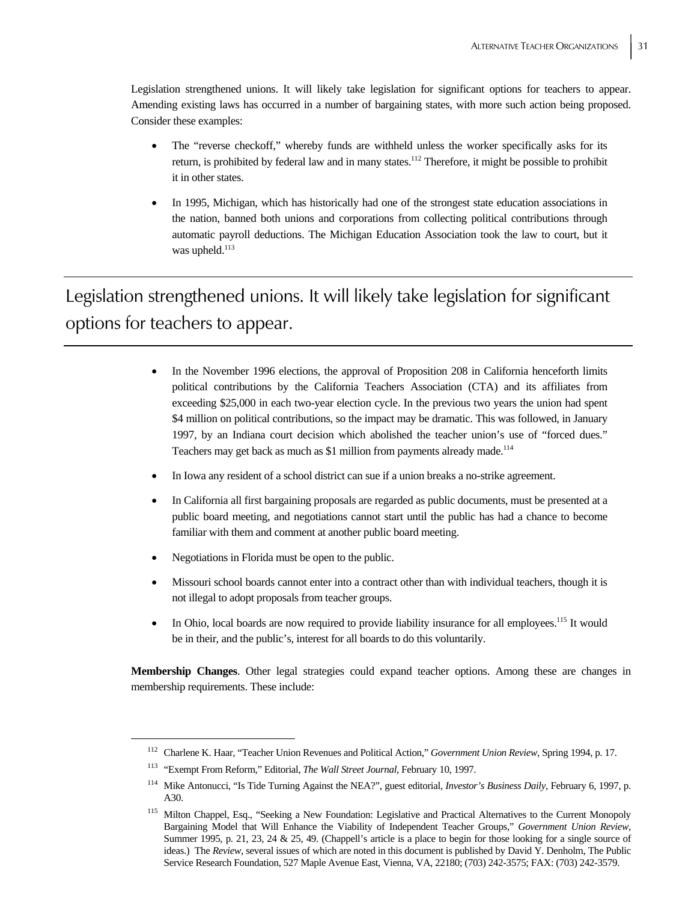Legislation strengthened unions. It will likely take legislation for significant options for teachers to appear. Amending existing laws has occurred in a number of bargaining states, with more such action being proposed. Consider these examples:

- The "reverse checkoff," whereby funds are withheld unless the worker specifically asks for its return, is prohibited by federal law and in many states.[112] Therefore, it might be possible to prohibit it in other states.

- In 1995, Michigan, which has historically had one of the strongest state education associations in the nation, banned both unions and corporations from collecting political contributions through automatic payroll deductions. The Michigan Education Association took the law to court, but it was upheld.[113]

> Legislation strengthened unions. It will likely take legislation for significant options for teachers to appear.

- In the November 1996 elections, the approval of Proposition 208 in California henceforth limits political contributions by the California Teachers Association (CTA) and its affiliates from exceeding $25,000 in each two-year election cycle. In the previous two years the union had spent $4 million on political contributions, so the impact may be dramatic. This was followed, in January 1997, by an Indiana court decision which abolished the teacher union's use of "forced dues." Teachers may get back as much as $1 million from payments already made.[114]

- In Iowa any resident of a school district can sue if a union breaks a no-strike agreement.

- In California all first bargaining proposals are regarded as public documents, must be presented at a public board meeting, and negotiations cannot start until the public has had a chance to become familiar with them and comment at another public board meeting.

- Negotiations in Florida must be open to the public.

- Missouri school boards cannot enter into a contract other than with individual teachers, though it is not illegal to adopt proposals from teacher groups.

- In Ohio, local boards are now required to provide liability insurance for all employees.[115] It would be in their, and the public's, interest for all boards to do this voluntarily.

**Membership Changes**. Other legal strategies could expand teacher options. Among these are changes in membership requirements. These include:

---

[112] Charlene K. Haar, "Teacher Union Revenues and Political Action," *Government Union Review*, Spring 1994, p. 17.

[113] "Exempt From Reform," Editorial, *The Wall Street Journal*, February 10, 1997.

[114] Mike Antonucci, "Is Tide Turning Against the NEA?", guest editorial, *Investor's Business Daily*, February 6, 1997, p. A30.

[115] Milton Chappel, Esq., "Seeking a New Foundation: Legislative and Practical Alternatives to the Current Monopoly Bargaining Model that Will Enhance the Viability of Independent Teacher Groups," *Government Union Review*, Summer 1995, p. 21, 23, 24 & 25, 49. (Chappel's article is a place to begin for those looking for a single source of ideas.) The *Review*, several issues of which are noted in this document is published by David Y. Denholm, The Public Service Research Foundation, 527 Maple Avenue East, Vienna, VA, 22180; (703) 242-3575; FAX: (703) 242-3579.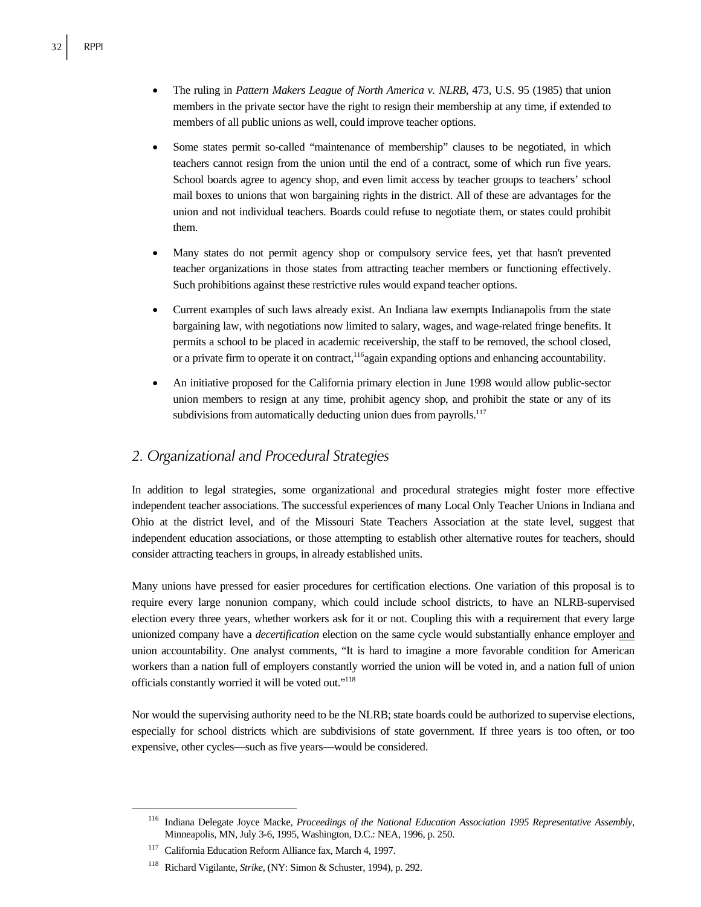- The ruling in *Pattern Makers League of North America v. NLRB*, 473, U.S. 95 (1985) that union members in the private sector have the right to resign their membership at any time, if extended to members of all public unions as well, could improve teacher options.

- Some states permit so-called "maintenance of membership" clauses to be negotiated, in which teachers cannot resign from the union until the end of a contract, some of which run five years. School boards agree to agency shop, and even limit access by teacher groups to teachers' school mail boxes to unions that won bargaining rights in the district. All of these are advantages for the union and not individual teachers. Boards could refuse to negotiate them, or states could prohibit them.

- Many states do not permit agency shop or compulsory service fees, yet that hasn't prevented teacher organizations in those states from attracting teacher members or functioning effectively. Such prohibitions against these restrictive rules would expand teacher options.

- Current examples of such laws already exist. An Indiana law exempts Indianapolis from the state bargaining law, with negotiations now limited to salary, wages, and wage-related fringe benefits. It permits a school to be placed in academic receivership, the staff to be removed, the school closed, or a private firm to operate it on contract,[116]again expanding options and enhancing accountability.

- An initiative proposed for the California primary election in June 1998 would allow public-sector union members to resign at any time, prohibit agency shop, and prohibit the state or any of its subdivisions from automatically deducting union dues from payrolls.[117]

## *2. Organizational and Procedural Strategies*

In addition to legal strategies, some organizational and procedural strategies might foster more effective independent teacher associations. The successful experiences of many Local Only Teacher Unions in Indiana and Ohio at the district level, and of the Missouri State Teachers Association at the state level, suggest that independent education associations, or those attempting to establish other alternative routes for teachers, should consider attracting teachers in groups, in already established units.

Many unions have pressed for easier procedures for certification elections. One variation of this proposal is to require every large nonunion company, which could include school districts, to have an NLRB-supervised election every three years, whether workers ask for it or not. Coupling this with a requirement that every large unionized company have a *decertification* election on the same cycle would substantially enhance employer and union accountability. One analyst comments, "It is hard to imagine a more favorable condition for American workers than a nation full of employers constantly worried the union will be voted in, and a nation full of union officials constantly worried it will be voted out."[118]

Nor would the supervising authority need to be the NLRB; state boards could be authorized to supervise elections, especially for school districts which are subdivisions of state government. If three years is too often, or too expensive, other cycles—such as five years—would be considered.

---

[116] Indiana Delegate Joyce Macke, *Proceedings of the National Education Association 1995 Representative Assembly*, Minneapolis, MN, July 3-6, 1995, Washington, D.C.: NEA, 1996, p. 250.

[117] California Education Reform Alliance fax, March 4, 1997.

[118] Richard Vigilante, *Strike*, (NY: Simon & Schuster, 1994), p. 292.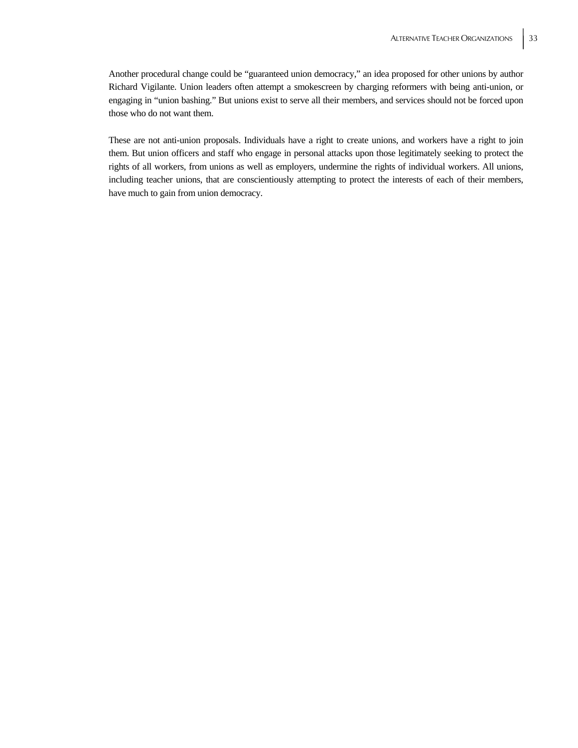Another procedural change could be "guaranteed union democracy," an idea proposed for other unions by author Richard Vigilante. Union leaders often attempt a smokescreen by charging reformers with being anti-union, or engaging in "union bashing." But unions exist to serve all their members, and services should not be forced upon those who do not want them.

These are not anti-union proposals. Individuals have a right to create unions, and workers have a right to join them. But union officers and staff who engage in personal attacks upon those legitimately seeking to protect the rights of all workers, from unions as well as employers, undermine the rights of individual workers. All unions, including teacher unions, that are conscientiously attempting to protect the interests of each of their members, have much to gain from union democracy.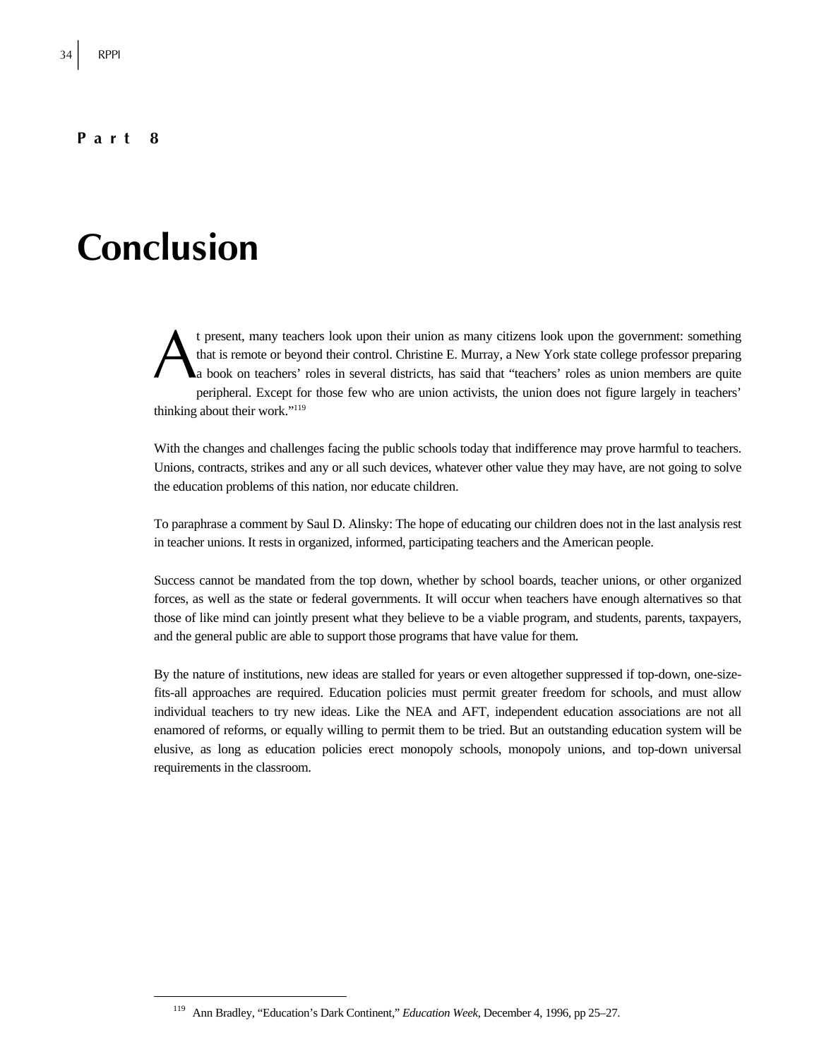**Part 8**

# Conclusion

At present, many teachers look upon their union as many citizens look upon the government: something that is remote or beyond their control. Christine E. Murray, a New York state college professor preparing a book on teachers' roles in several districts, has said that "teachers' roles as union members are quite peripheral. Except for those few who are union activists, the union does not figure largely in teachers' thinking about their work."[119]

With the changes and challenges facing the public schools today that indifference may prove harmful to teachers. Unions, contracts, strikes and any or all such devices, whatever other value they may have, are not going to solve the education problems of this nation, nor educate children.

To paraphrase a comment by Saul D. Alinsky: The hope of educating our children does not in the last analysis rest in teacher unions. It rests in organized, informed, participating teachers and the American people.

Success cannot be mandated from the top down, whether by school boards, teacher unions, or other organized forces, as well as the state or federal governments. It will occur when teachers have enough alternatives so that those of like mind can jointly present what they believe to be a viable program, and students, parents, taxpayers, and the general public are able to support those programs that have value for them.

By the nature of institutions, new ideas are stalled for years or even altogether suppressed if top-down, one-size-fits-all approaches are required. Education policies must permit greater freedom for schools, and must allow individual teachers to try new ideas. Like the NEA and AFT, independent education associations are not all enamored of reforms, or equally willing to permit them to be tried. But an outstanding education system will be elusive, as long as education policies erect monopoly schools, monopoly unions, and top-down universal requirements in the classroom.

---

[119] Ann Bradley, "Education's Dark Continent," *Education Week*, December 4, 1996, pp 25–27.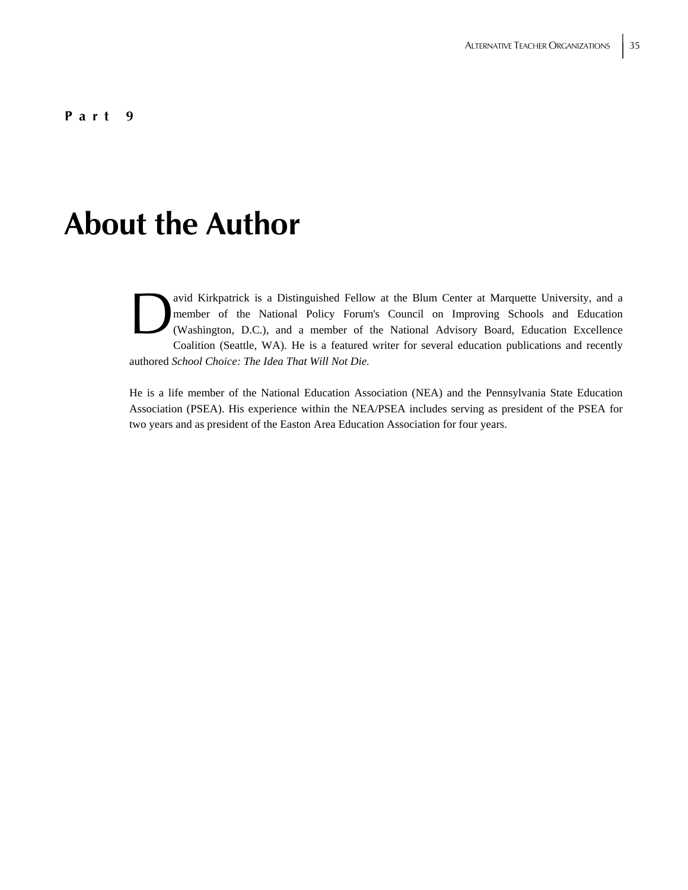**Part 9**

# About the Author

David Kirkpatrick is a Distinguished Fellow at the Blum Center at Marquette University, and a member of the National Policy Forum's Council on Improving Schools and Education (Washington, D.C.), and a member of the National Advisory Board, Education Excellence Coalition (Seattle, WA). He is a featured writer for several education publications and recently authored *School Choice: The Idea That Will Not Die.*

He is a life member of the National Education Association (NEA) and the Pennsylvania State Education Association (PSEA). His experience within the NEA/PSEA includes serving as president of the PSEA for two years and as president of the Easton Area Education Association for four years.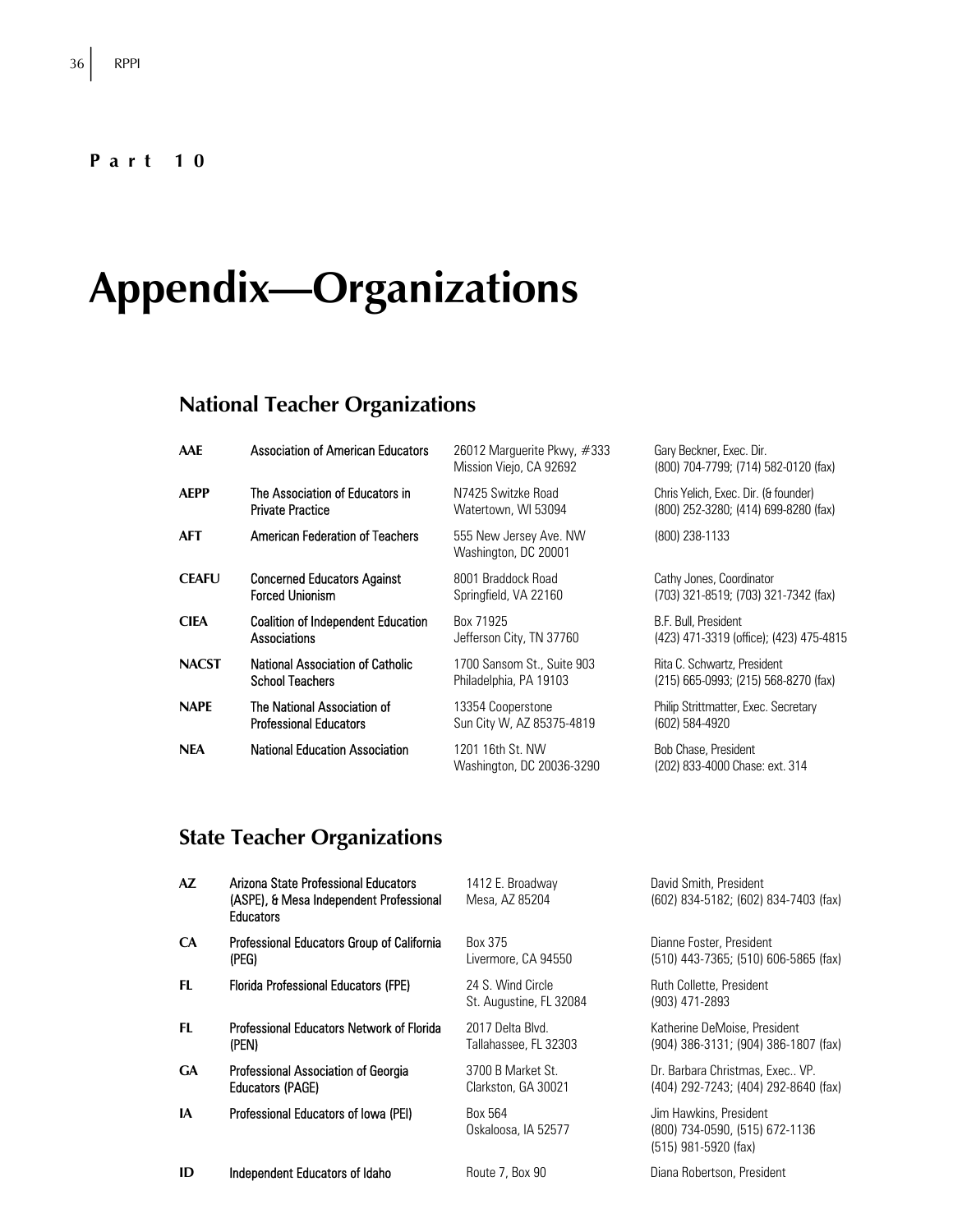**Part 10**

# Appendix—Organizations

## National Teacher Organizations

| | | | |
|---|---|---|---|
| **AAE** | Association of American Educators | 26012 Marguerite Pkwy, #333<br>Mission Viejo, CA 92692 | Gary Beckner, Exec. Dir.<br>(800) 704-7799; (714) 582-0120 (fax) |
| **AEPP** | The Association of Educators in Private Practice | N7425 Switzke Road<br>Watertown, WI 53094 | Chris Yelich, Exec. Dir. (& founder)<br>(800) 252-3280; (414) 699-8280 (fax) |
| **AFT** | American Federation of Teachers | 555 New Jersey Ave. NW<br>Washington, DC 20001 | (800) 238-1133 |
| **CEAFU** | Concerned Educators Against Forced Unionism | 8001 Braddock Road<br>Springfield, VA 22160 | Cathy Jones, Coordinator<br>(703) 321-8519; (703) 321-7342 (fax) |
| **CIEA** | Coalition of Independent Education Associations | Box 71925<br>Jefferson City, TN 37760 | B.F. Bull, President<br>(423) 471-3319 (office); (423) 475-4815 |
| **NACST** | National Association of Catholic School Teachers | 1700 Sansom St., Suite 903<br>Philadelphia, PA 19103 | Rita C. Schwartz, President<br>(215) 665-0993; (215) 568-8270 (fax) |
| **NAPE** | The National Association of Professional Educators | 13354 Cooperstone<br>Sun City W, AZ 85375-4819 | Philip Strittmatter, Exec. Secretary<br>(602) 584-4920 |
| **NEA** | National Education Association | 1201 16th St. NW<br>Washington, DC 20036-3290 | Bob Chase, President<br>(202) 833-4000 Chase: ext. 314 |

## State Teacher Organizations

| | | | |
|---|---|---|---|
| **AZ** | Arizona State Professional Educators (ASPE), & Mesa Independent Professional Educators | 1412 E. Broadway<br>Mesa, AZ 85204 | David Smith, President<br>(602) 834-5182; (602) 834-7403 (fax) |
| **CA** | Professional Educators Group of California (PEG) | Box 375<br>Livermore, CA 94550 | Dianne Foster, President<br>(510) 443-7365; (510) 606-5865 (fax) |
| **FL** | Florida Professional Educators (FPE) | 24 S. Wind Circle<br>St. Augustine, FL 32084 | Ruth Collette, President<br>(903) 471-2893 |
| **FL** | Professional Educators Network of Florida (PEN) | 2017 Delta Blvd.<br>Tallahassee, FL 32303 | Katherine DeMoise, President<br>(904) 386-3131; (904) 386-1807 (fax) |
| **GA** | Professional Association of Georgia Educators (PAGE) | 3700 B Market St.<br>Clarkston, GA 30021 | Dr. Barbara Christmas, Exec.. VP.<br>(404) 292-7243; (404) 292-8640 (fax) |
| **IA** | Professional Educators of Iowa (PEI) | Box 564<br>Oskaloosa, IA 52577 | Jim Hawkins, President<br>(800) 734-0590, (515) 672-1136<br>(515) 981-5920 (fax) |
| **ID** | Independent Educators of Idaho | Route 7, Box 90 | Diana Robertson, President |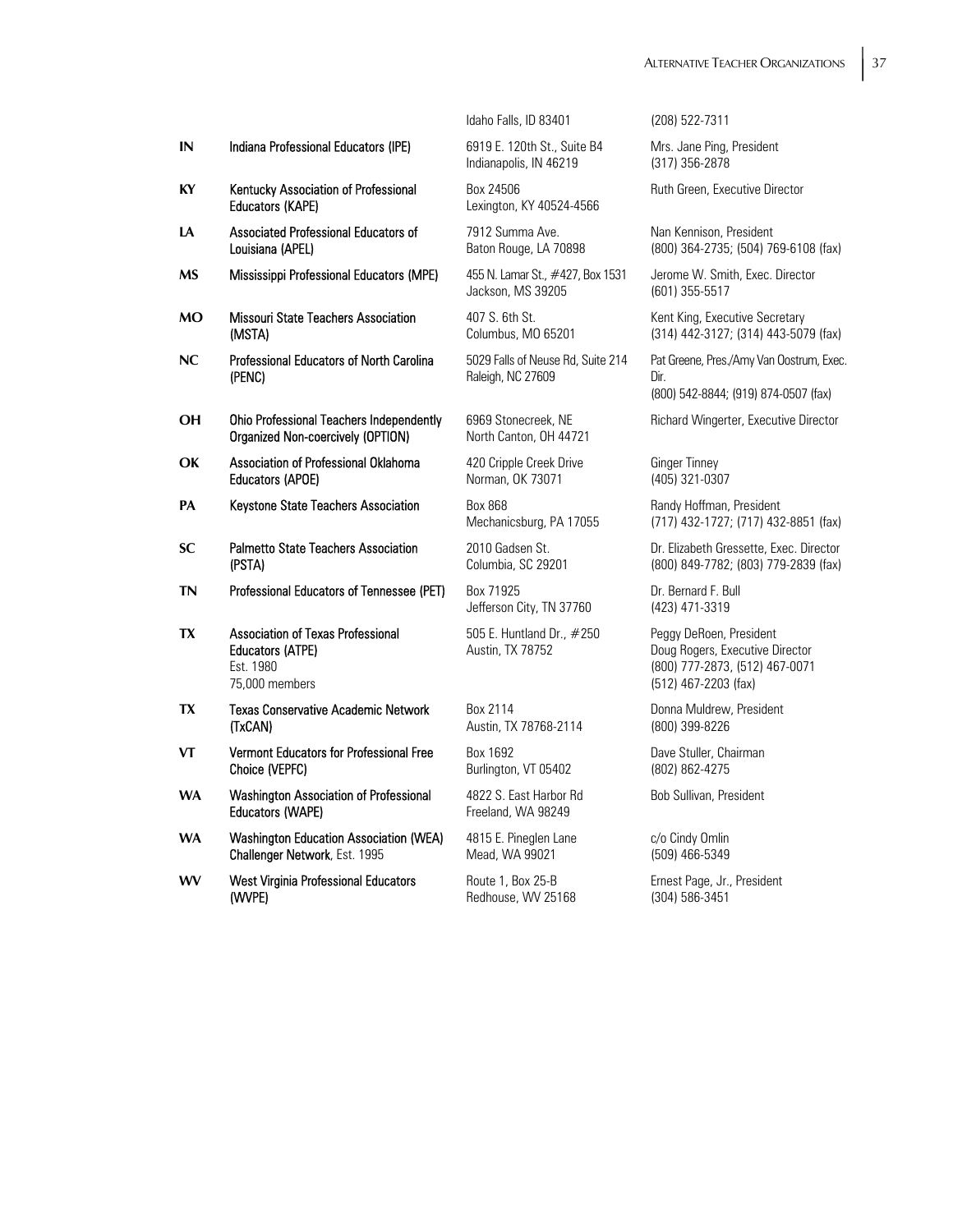| | | | |
|---|---|---|---|
| | | Idaho Falls, ID 83401 | (208) 522-7311 |
| **IN** | Indiana Professional Educators (IPE) | 6919 E. 120th St., Suite B4<br>Indianapolis, IN 46219 | Mrs. Jane Ping, President<br>(317) 356-2878 |
| **KY** | Kentucky Association of Professional Educators (KAPE) | Box 24506<br>Lexington, KY 40524-4566 | Ruth Green, Executive Director |
| **LA** | Associated Professional Educators of Louisiana (APEL) | 7912 Summa Ave.<br>Baton Rouge, LA 70898 | Nan Kennison, President<br>(800) 364-2735; (504) 769-6108 (fax) |
| **MS** | Mississippi Professional Educators (MPE) | 455 N. Lamar St., #427, Box 1531<br>Jackson, MS 39205 | Jerome W. Smith, Exec. Director<br>(601) 355-5517 |
| **MO** | Missouri State Teachers Association (MSTA) | 407 S. 6th St.<br>Columbus, MO 65201 | Kent King, Executive Secretary<br>(314) 442-3127; (314) 443-5079 (fax) |
| **NC** | Professional Educators of North Carolina (PENC) | 5029 Falls of Neuse Rd, Suite 214<br>Raleigh, NC 27609 | Pat Greene, Pres./Amy Van Oostrum, Exec. Dir.<br>(800) 542-8844; (919) 874-0507 (fax) |
| **OH** | Ohio Professional Teachers Independently Organized Non-coercively (OPTION) | 6969 Stonecreek, NE<br>North Canton, OH 44721 | Richard Wingerter, Executive Director |
| **OK** | Association of Professional Oklahoma Educators (APOE) | 420 Cripple Creek Drive<br>Norman, OK 73071 | Ginger Tinney<br>(405) 321-0307 |
| **PA** | Keystone State Teachers Association | Box 868<br>Mechanicsburg, PA 17055 | Randy Hoffman, President<br>(717) 432-1727; (717) 432-8851 (fax) |
| **SC** | Palmetto State Teachers Association (PSTA) | 2010 Gadsen St.<br>Columbia, SC 29201 | Dr. Elizabeth Gressette, Exec. Director<br>(800) 849-7782; (803) 779-2839 (fax) |
| **TN** | Professional Educators of Tennessee (PET) | Box 71925<br>Jefferson City, TN 37760 | Dr. Bernard F. Bull<br>(423) 471-3319 |
| **TX** | Association of Texas Professional Educators (ATPE)<br>Est. 1980<br>75,000 members | 505 E. Huntland Dr., #250<br>Austin, TX 78752 | Peggy DeRoen, President<br>Doug Rogers, Executive Director<br>(800) 777-2873, (512) 467-0071<br>(512) 467-2203 (fax) |
| **TX** | Texas Conservative Academic Network (TxCAN) | Box 2114<br>Austin, TX 78768-2114 | Donna Muldrew, President<br>(800) 399-8226 |
| **VT** | Vermont Educators for Professional Free Choice (VEPFC) | Box 1692<br>Burlington, VT 05402 | Dave Stuller, Chairman<br>(802) 862-4275 |
| **WA** | Washington Association of Professional Educators (WAPE) | 4822 S. East Harbor Rd<br>Freeland, WA 98249 | Bob Sullivan, President |
| **WA** | Washington Education Association (WEA) Challenger Network, Est. 1995 | 4815 E. Pineglen Lane<br>Mead, WA 99021 | c/o Cindy Omlin<br>(509) 466-5349 |
| **WV** | West Virginia Professional Educators (WVPE) | Route 1, Box 25-B<br>Redhouse, WV 25168 | Ernest Page, Jr., President<br>(304) 586-3451 |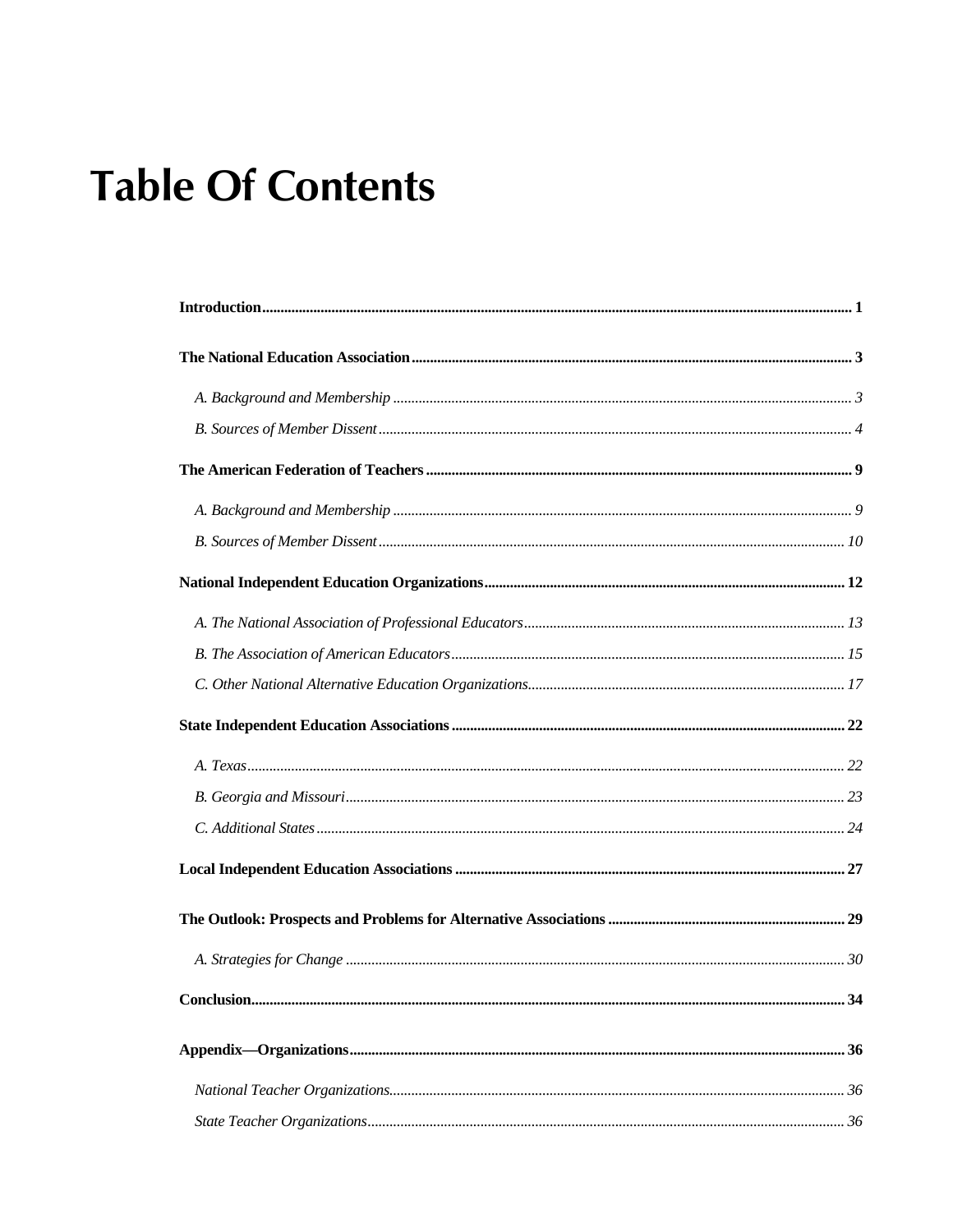# Table Of Contents

**Introduction** ..... **1**

**The National Education Association** ..... **3**

*A. Background and Membership* ..... *3*

*B. Sources of Member Dissent* ..... *4*

**The American Federation of Teachers** ..... **9**

*A. Background and Membership* ..... *9*

*B. Sources of Member Dissent* ..... *10*

**National Independent Education Organizations** ..... **12**

*A. The National Association of Professional Educators* ..... *13*

*B. The Association of American Educators* ..... *15*

*C. Other National Alternative Education Organizations* ..... *17*

**State Independent Education Associations** ..... **22**

*A. Texas* ..... *22*

*B. Georgia and Missouri* ..... *23*

*C. Additional States* ..... *24*

**Local Independent Education Associations** ..... **27**

**The Outlook: Prospects and Problems for Alternative Associations** ..... **29**

*A. Strategies for Change* ..... *30*

**Conclusion** ..... **34**

**Appendix—Organizations** ..... **36**

*National Teacher Organizations* ..... *36*

*State Teacher Organizations* ..... *36*